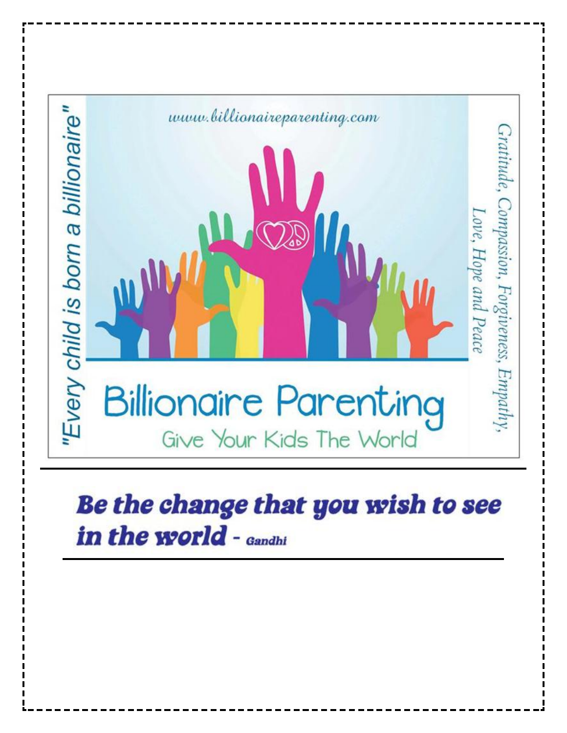www.billionaireparenting.com

"Every child is born a billionaire"

Gratitude, Compassion, Forgiveness, Empathy, Love, Hope and Peace

# Billionaire Parenting

## Give Your Kids The World

---

***Be the change that you wish to see in the world*** - Gandhi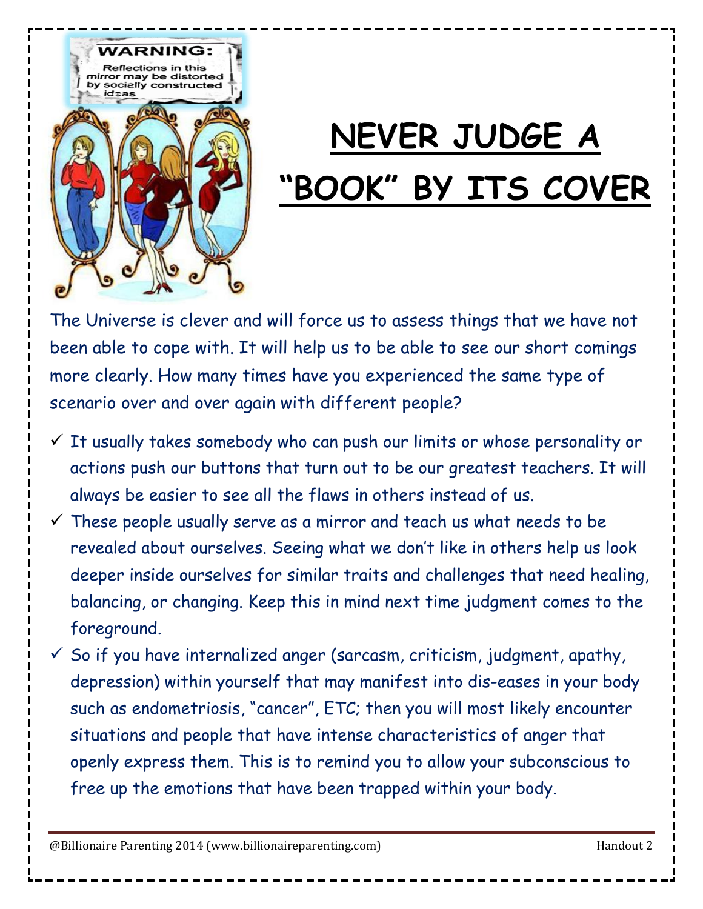# NEVER JUDGE A "BOOK" BY ITS COVER

The Universe is clever and will force us to assess things that we have not been able to cope with. It will help us to be able to see our short comings more clearly. How many times have you experienced the same type of scenario over and over again with different people?

- ✓ It usually takes somebody who can push our limits or whose personality or actions push our buttons that turn out to be our greatest teachers. It will always be easier to see all the flaws in others instead of us.
- ✓ These people usually serve as a mirror and teach us what needs to be revealed about ourselves. Seeing what we don't like in others help us look deeper inside ourselves for similar traits and challenges that need healing, balancing, or changing. Keep this in mind next time judgment comes to the foreground.
- ✓ So if you have internalized anger (sarcasm, criticism, judgment, apathy, depression) within yourself that may manifest into dis-eases in your body such as endometriosis, "cancer", ETC; then you will most likely encounter situations and people that have intense characteristics of anger that openly express them. This is to remind you to allow your subconscious to free up the emotions that have been trapped within your body.

@Billionaire Parenting 2014 (www.billionaireparenting.com) Handout 2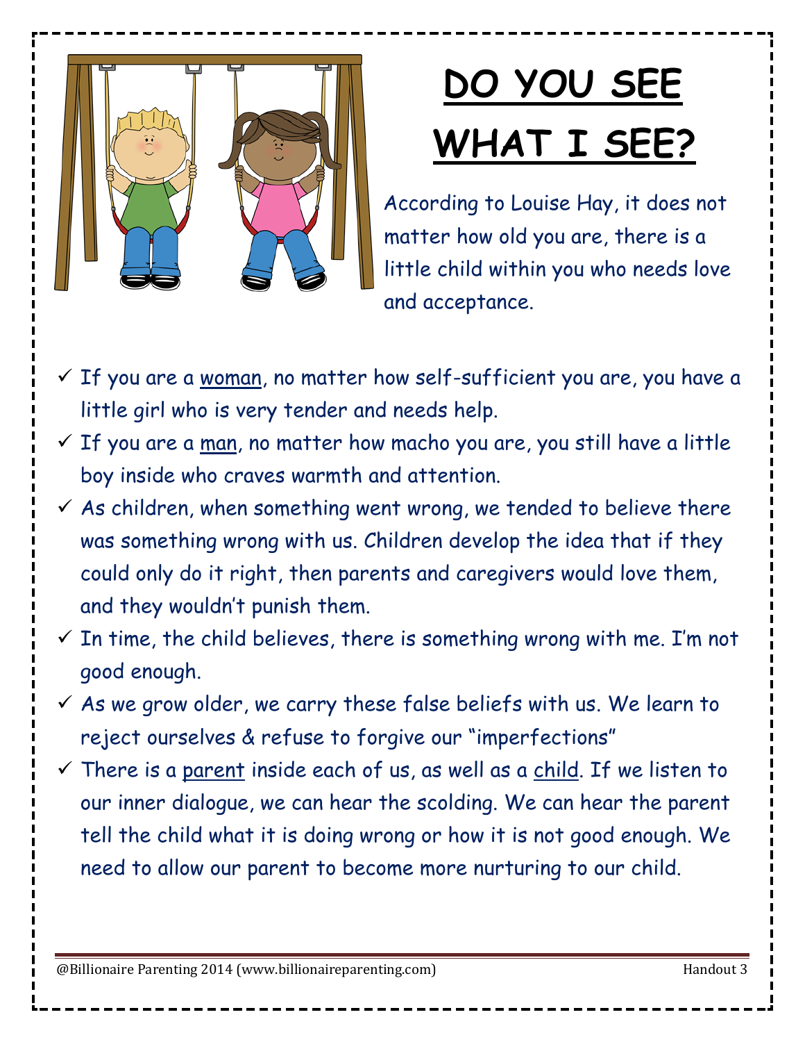# DO YOU SEE WHAT I SEE?

According to Louise Hay, it does not matter how old you are, there is a little child within you who needs love and acceptance.

- ✓ If you are a <u>woman</u>, no matter how self-sufficient you are, you have a little girl who is very tender and needs help.
- ✓ If you are a <u>man</u>, no matter how macho you are, you still have a little boy inside who craves warmth and attention.
- ✓ As children, when something went wrong, we tended to believe there was something wrong with us. Children develop the idea that if they could only do it right, then parents and caregivers would love them, and they wouldn't punish them.
- ✓ In time, the child believes, there is something wrong with me. I'm not good enough.
- ✓ As we grow older, we carry these false beliefs with us. We learn to reject ourselves & refuse to forgive our "imperfections"
- ✓ There is a <u>parent</u> inside each of us, as well as a <u>child</u>. If we listen to our inner dialogue, we can hear the scolding. We can hear the parent tell the child what it is doing wrong or how it is not good enough. We need to allow our parent to become more nurturing to our child.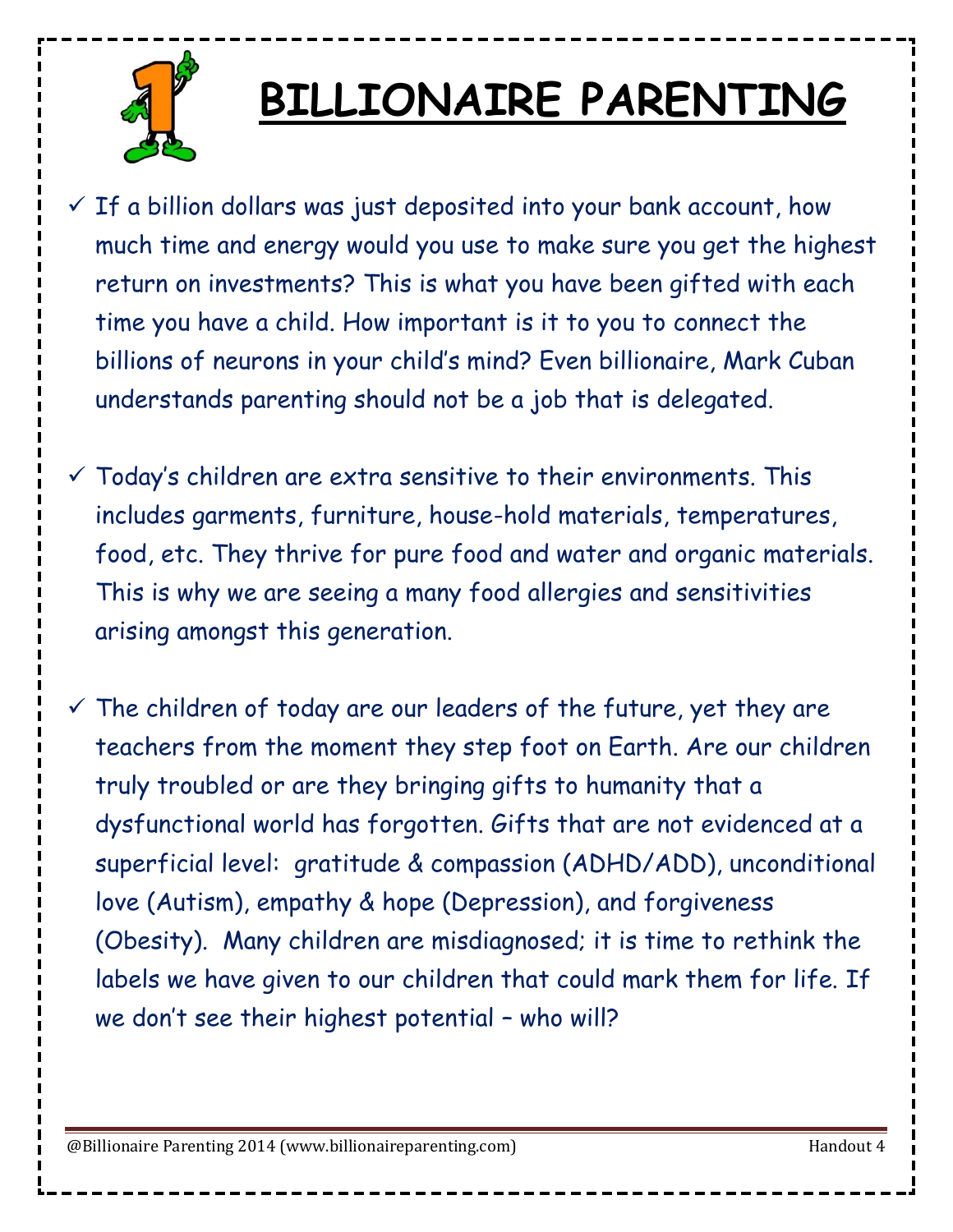# BILLIONAIRE PARENTING

- ✓ If a billion dollars was just deposited into your bank account, how much time and energy would you use to make sure you get the highest return on investments? This is what you have been gifted with each time you have a child. How important is it to you to connect the billions of neurons in your child's mind? Even billionaire, Mark Cuban understands parenting should not be a job that is delegated.

- ✓ Today's children are extra sensitive to their environments. This includes garments, furniture, house-hold materials, temperatures, food, etc. They thrive for pure food and water and organic materials. This is why we are seeing a many food allergies and sensitivities arising amongst this generation.

- ✓ The children of today are our leaders of the future, yet they are teachers from the moment they step foot on Earth. Are our children truly troubled or are they bringing gifts to humanity that a dysfunctional world has forgotten. Gifts that are not evidenced at a superficial level: gratitude & compassion (ADHD/ADD), unconditional love (Autism), empathy & hope (Depression), and forgiveness (Obesity). Many children are misdiagnosed; it is time to rethink the labels we have given to our children that could mark them for life. If we don't see their highest potential – who will?

@Billionaire Parenting 2014 (www.billionaireparenting.com) Handout 4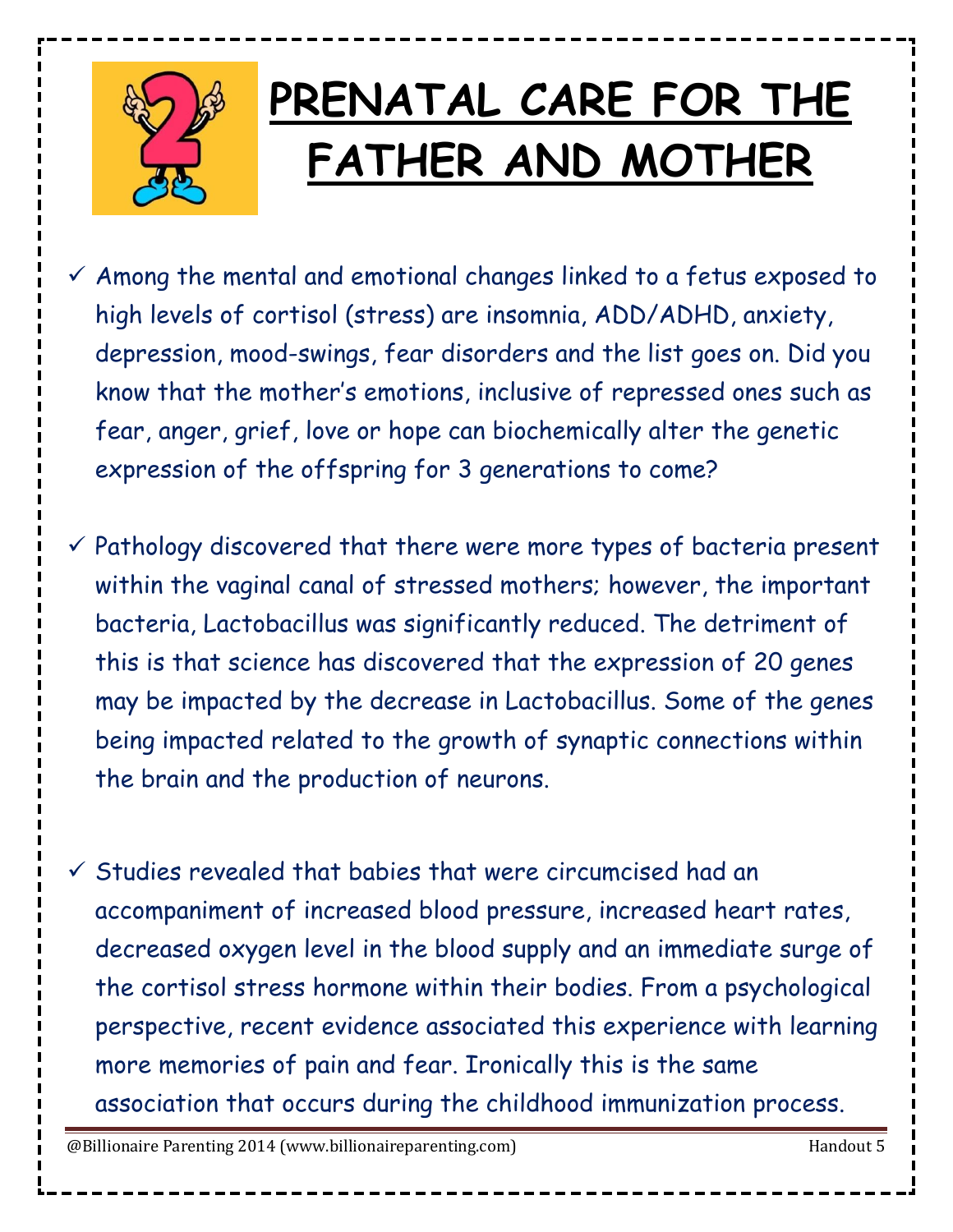# PRENATAL CARE FOR THE FATHER AND MOTHER

- ✓ Among the mental and emotional changes linked to a fetus exposed to high levels of cortisol (stress) are insomnia, ADD/ADHD, anxiety, depression, mood-swings, fear disorders and the list goes on. Did you know that the mother's emotions, inclusive of repressed ones such as fear, anger, grief, love or hope can biochemically alter the genetic expression of the offspring for 3 generations to come?

- ✓ Pathology discovered that there were more types of bacteria present within the vaginal canal of stressed mothers; however, the important bacteria, Lactobacillus was significantly reduced. The detriment of this is that science has discovered that the expression of 20 genes may be impacted by the decrease in Lactobacillus. Some of the genes being impacted related to the growth of synaptic connections within the brain and the production of neurons.

- ✓ Studies revealed that babies that were circumcised had an accompaniment of increased blood pressure, increased heart rates, decreased oxygen level in the blood supply and an immediate surge of the cortisol stress hormone within their bodies. From a psychological perspective, recent evidence associated this experience with learning more memories of pain and fear. Ironically this is the same association that occurs during the childhood immunization process.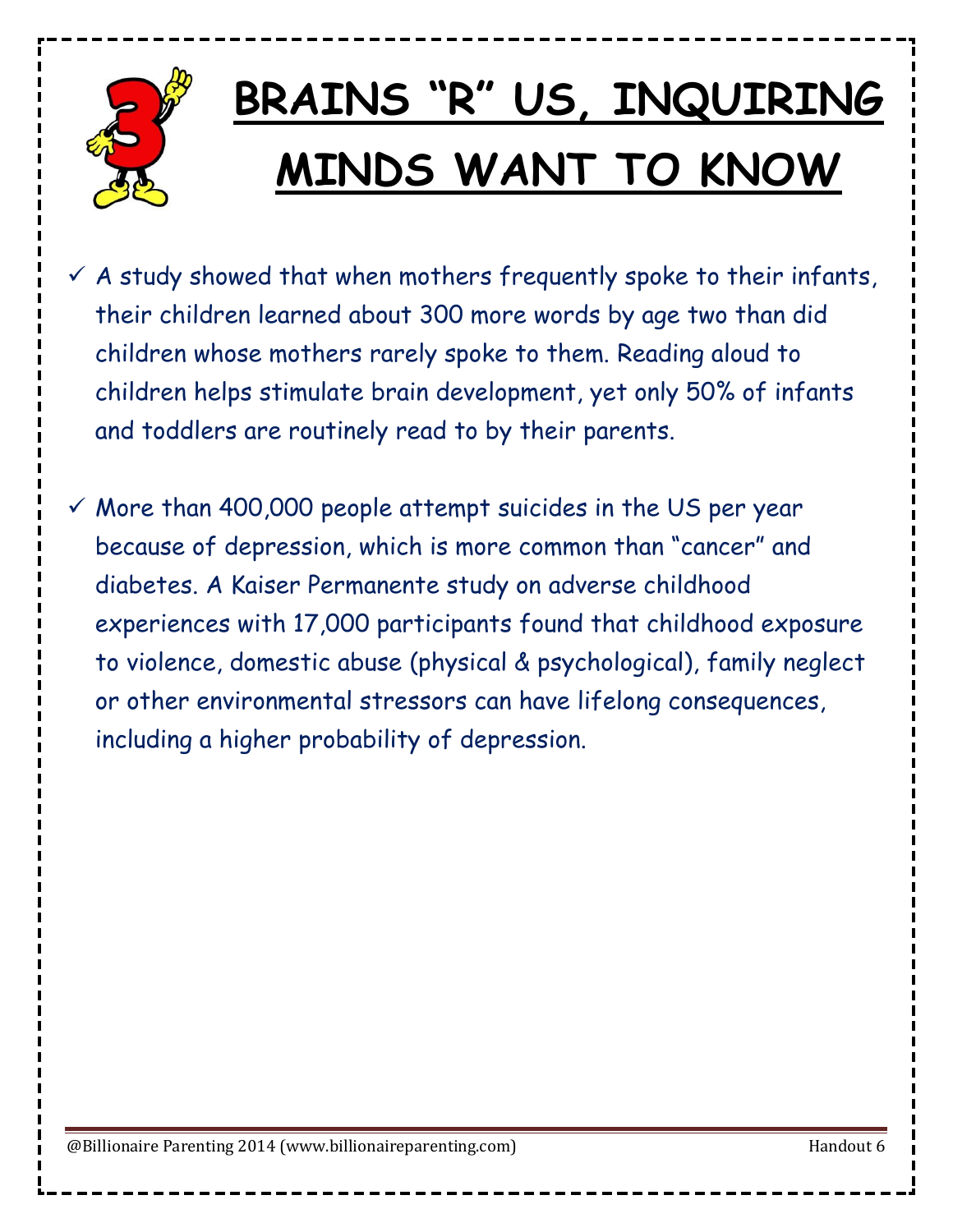# BRAINS "R" US, INQUIRING MINDS WANT TO KNOW

- ✓ A study showed that when mothers frequently spoke to their infants, their children learned about 300 more words by age two than did children whose mothers rarely spoke to them. Reading aloud to children helps stimulate brain development, yet only 50% of infants and toddlers are routinely read to by their parents.

- ✓ More than 400,000 people attempt suicides in the US per year because of depression, which is more common than "cancer" and diabetes. A Kaiser Permanente study on adverse childhood experiences with 17,000 participants found that childhood exposure to violence, domestic abuse (physical & psychological), family neglect or other environmental stressors can have lifelong consequences, including a higher probability of depression.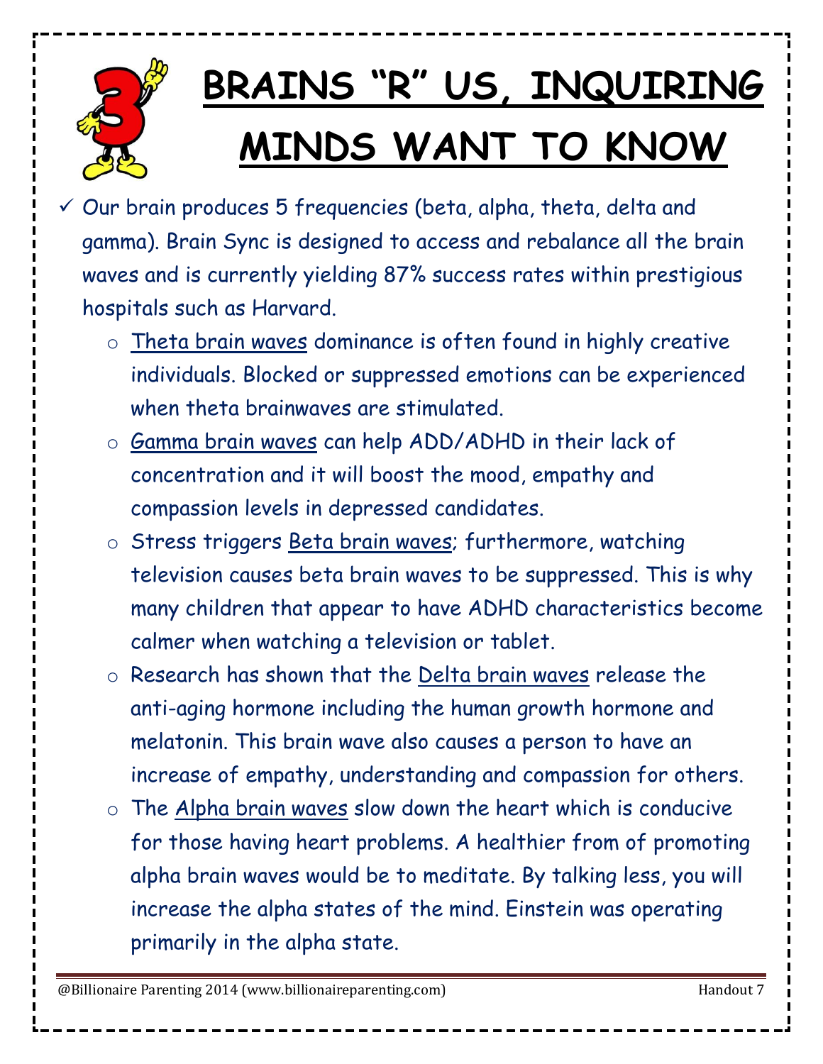# BRAINS "R" US, INQUIRING MINDS WANT TO KNOW

- ✓ Our brain produces 5 frequencies (beta, alpha, theta, delta and gamma). Brain Sync is designed to access and rebalance all the brain waves and is currently yielding 87% success rates within prestigious hospitals such as Harvard.
  - Theta brain waves dominance is often found in highly creative individuals. Blocked or suppressed emotions can be experienced when theta brainwaves are stimulated.
  - Gamma brain waves can help ADD/ADHD in their lack of concentration and it will boost the mood, empathy and compassion levels in depressed candidates.
  - Stress triggers Beta brain waves; furthermore, watching television causes beta brain waves to be suppressed. This is why many children that appear to have ADHD characteristics become calmer when watching a television or tablet.
  - Research has shown that the Delta brain waves release the anti-aging hormone including the human growth hormone and melatonin. This brain wave also causes a person to have an increase of empathy, understanding and compassion for others.
  - The Alpha brain waves slow down the heart which is conducive for those having heart problems. A healthier from of promoting alpha brain waves would be to meditate. By talking less, you will increase the alpha states of the mind. Einstein was operating primarily in the alpha state.

@Billionaire Parenting 2014 (www.billionaireparenting.com) Handout 7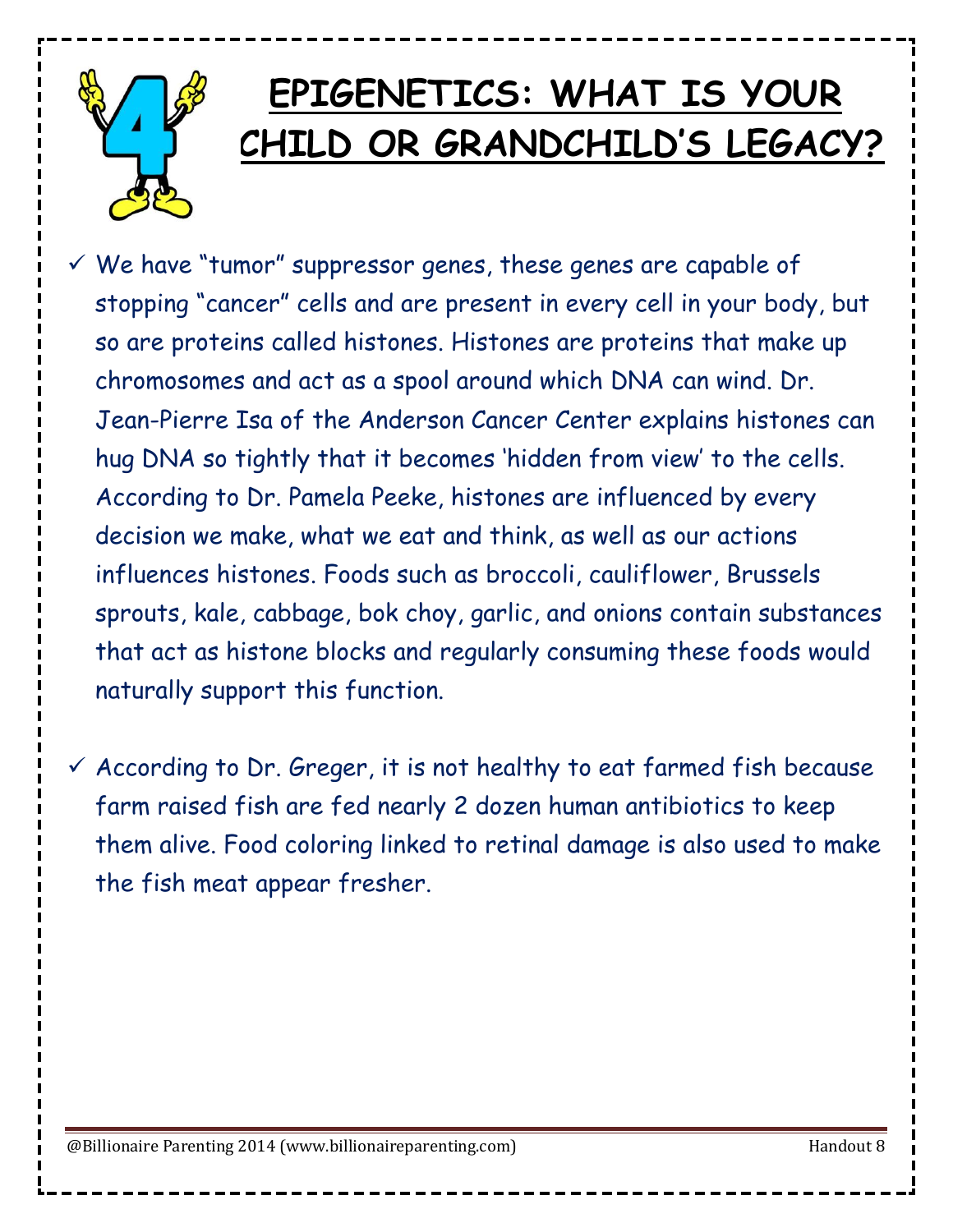# EPIGENETICS: WHAT IS YOUR CHILD OR GRANDCHILD'S LEGACY?

- ✓ We have "tumor" suppressor genes, these genes are capable of stopping "cancer" cells and are present in every cell in your body, but so are proteins called histones. Histones are proteins that make up chromosomes and act as a spool around which DNA can wind. Dr. Jean-Pierre Isa of the Anderson Cancer Center explains histones can hug DNA so tightly that it becomes 'hidden from view' to the cells. According to Dr. Pamela Peeke, histones are influenced by every decision we make, what we eat and think, as well as our actions influences histones. Foods such as broccoli, cauliflower, Brussels sprouts, kale, cabbage, bok choy, garlic, and onions contain substances that act as histone blocks and regularly consuming these foods would naturally support this function.

- ✓ According to Dr. Greger, it is not healthy to eat farmed fish because farm raised fish are fed nearly 2 dozen human antibiotics to keep them alive. Food coloring linked to retinal damage is also used to make the fish meat appear fresher.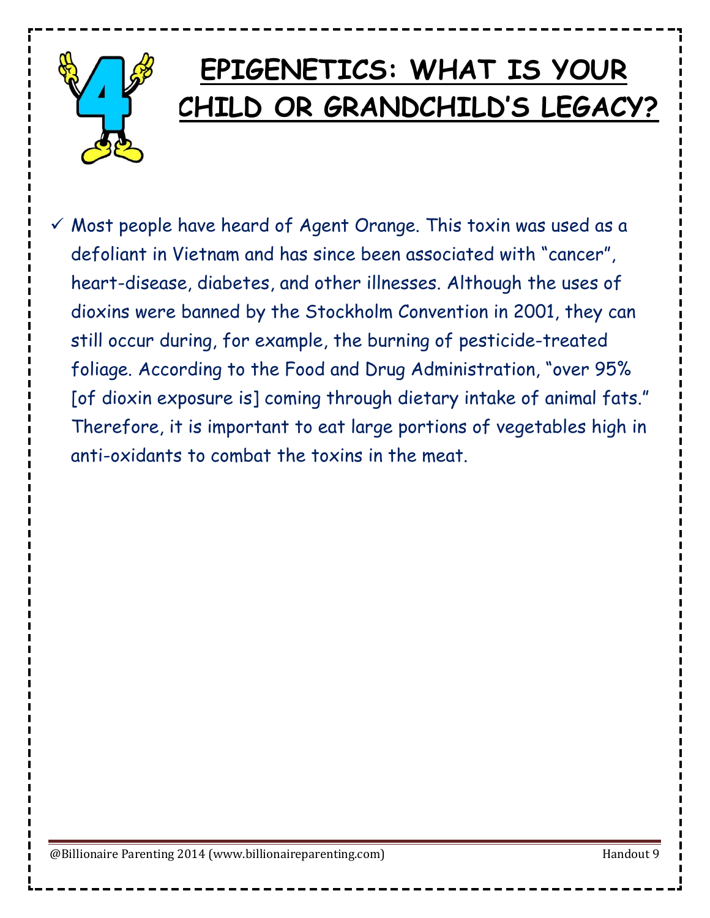# EPIGENETICS: WHAT IS YOUR CHILD OR GRANDCHILD'S LEGACY?

- ✓ Most people have heard of Agent Orange. This toxin was used as a defoliant in Vietnam and has since been associated with "cancer", heart-disease, diabetes, and other illnesses. Although the uses of dioxins were banned by the Stockholm Convention in 2001, they can still occur during, for example, the burning of pesticide-treated foliage. According to the Food and Drug Administration, "over 95% [of dioxin exposure is] coming through dietary intake of animal fats." Therefore, it is important to eat large portions of vegetables high in anti-oxidants to combat the toxins in the meat.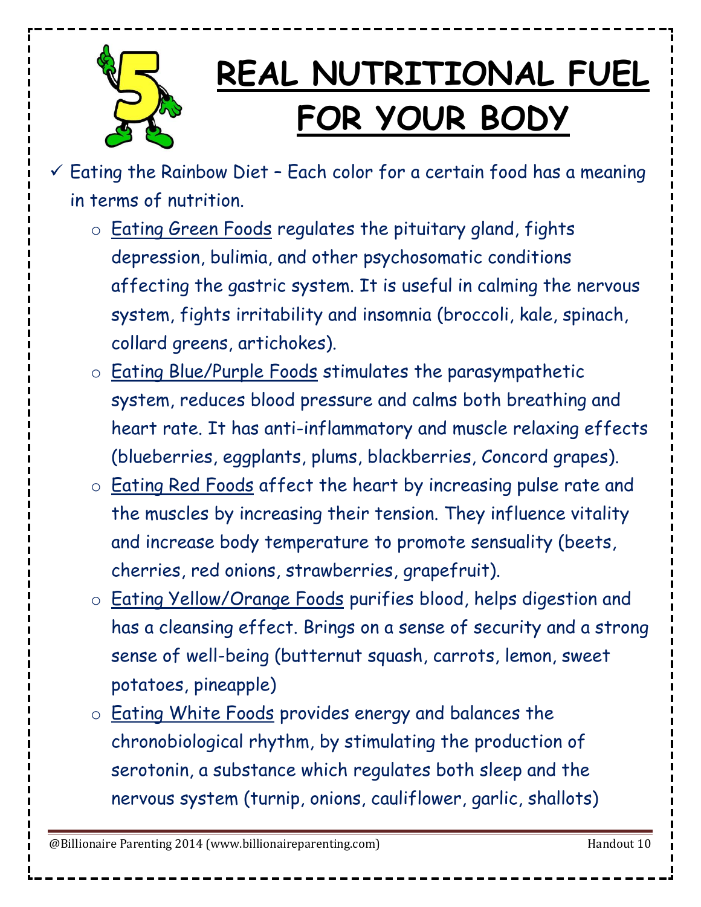# REAL NUTRITIONAL FUEL FOR YOUR BODY

- ✓ Eating the Rainbow Diet – Each color for a certain food has a meaning in terms of nutrition.
  - Eating Green Foods regulates the pituitary gland, fights depression, bulimia, and other psychosomatic conditions affecting the gastric system. It is useful in calming the nervous system, fights irritability and insomnia (broccoli, kale, spinach, collard greens, artichokes).
  - Eating Blue/Purple Foods stimulates the parasympathetic system, reduces blood pressure and calms both breathing and heart rate. It has anti-inflammatory and muscle relaxing effects (blueberries, eggplants, plums, blackberries, Concord grapes).
  - Eating Red Foods affect the heart by increasing pulse rate and the muscles by increasing their tension. They influence vitality and increase body temperature to promote sensuality (beets, cherries, red onions, strawberries, grapefruit).
  - Eating Yellow/Orange Foods purifies blood, helps digestion and has a cleansing effect. Brings on a sense of security and a strong sense of well-being (butternut squash, carrots, lemon, sweet potatoes, pineapple)
  - Eating White Foods provides energy and balances the chronobiological rhythm, by stimulating the production of serotonin, a substance which regulates both sleep and the nervous system (turnip, onions, cauliflower, garlic, shallots)

@Billionaire Parenting 2014 (www.billionaireparenting.com) Handout 10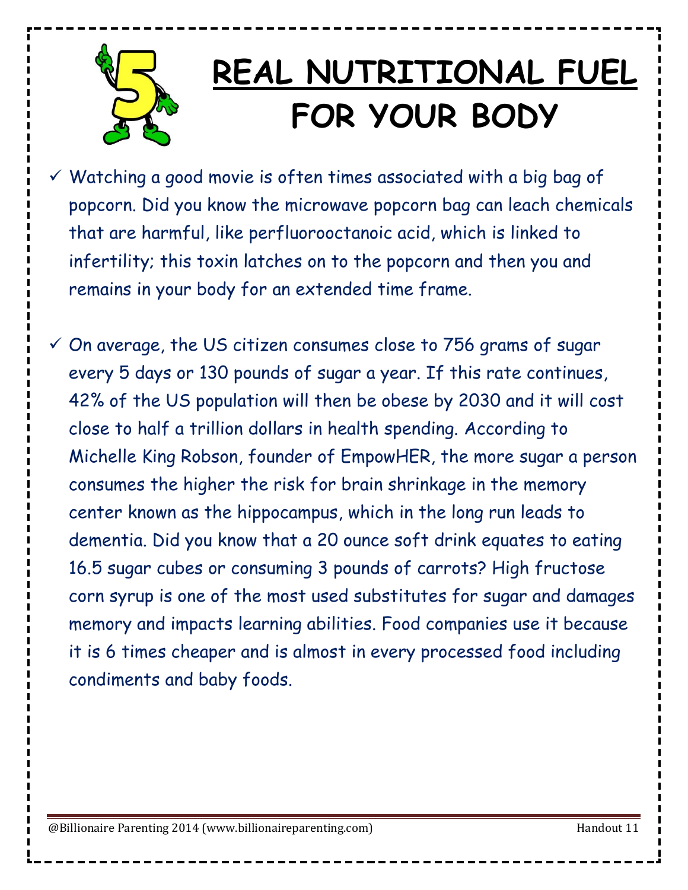# REAL NUTRITIONAL FUEL FOR YOUR BODY

- ✓ Watching a good movie is often times associated with a big bag of popcorn. Did you know the microwave popcorn bag can leach chemicals that are harmful, like perfluorooctanoic acid, which is linked to infertility; this toxin latches on to the popcorn and then you and remains in your body for an extended time frame.

- ✓ On average, the US citizen consumes close to 756 grams of sugar every 5 days or 130 pounds of sugar a year. If this rate continues, 42% of the US population will then be obese by 2030 and it will cost close to half a trillion dollars in health spending. According to Michelle King Robson, founder of EmpowHER, the more sugar a person consumes the higher the risk for brain shrinkage in the memory center known as the hippocampus, which in the long run leads to dementia. Did you know that a 20 ounce soft drink equates to eating 16.5 sugar cubes or consuming 3 pounds of carrots? High fructose corn syrup is one of the most used substitutes for sugar and damages memory and impacts learning abilities. Food companies use it because it is 6 times cheaper and is almost in every processed food including condiments and baby foods.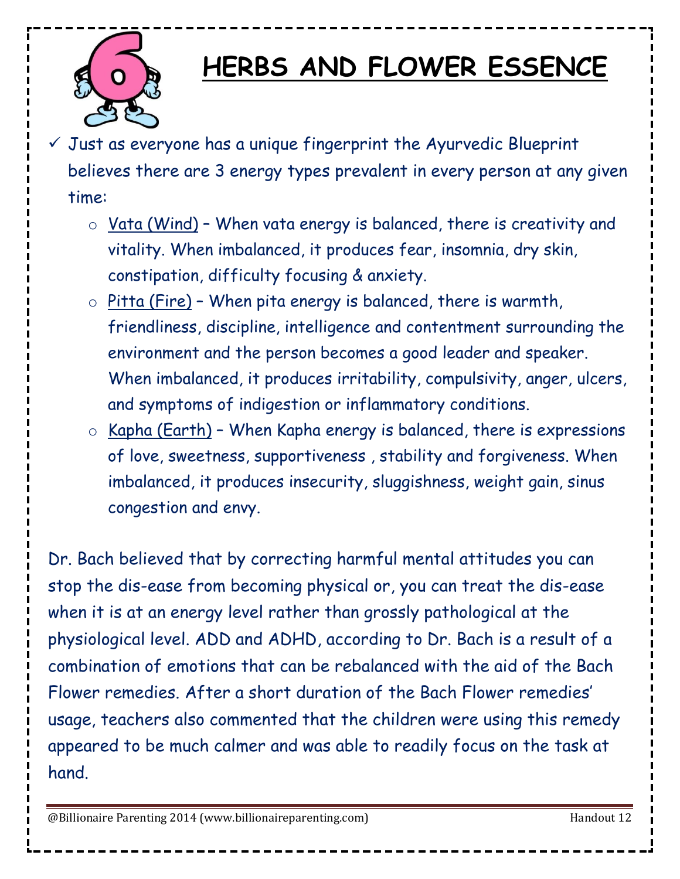# 6 HERBS AND FLOWER ESSENCE

- ✓ Just as everyone has a unique fingerprint the Ayurvedic Blueprint believes there are 3 energy types prevalent in every person at any given time:
  - Vata (Wind) – When vata energy is balanced, there is creativity and vitality. When imbalanced, it produces fear, insomnia, dry skin, constipation, difficulty focusing & anxiety.
  - Pitta (Fire) – When pita energy is balanced, there is warmth, friendliness, discipline, intelligence and contentment surrounding the environment and the person becomes a good leader and speaker. When imbalanced, it produces irritability, compulsivity, anger, ulcers, and symptoms of indigestion or inflammatory conditions.
  - Kapha (Earth) – When Kapha energy is balanced, there is expressions of love, sweetness, supportiveness , stability and forgiveness. When imbalanced, it produces insecurity, sluggishness, weight gain, sinus congestion and envy.

Dr. Bach believed that by correcting harmful mental attitudes you can stop the dis-ease from becoming physical or, you can treat the dis-ease when it is at an energy level rather than grossly pathological at the physiological level. ADD and ADHD, according to Dr. Bach is a result of a combination of emotions that can be rebalanced with the aid of the Bach Flower remedies. After a short duration of the Bach Flower remedies' usage, teachers also commented that the children were using this remedy appeared to be much calmer and was able to readily focus on the task at hand.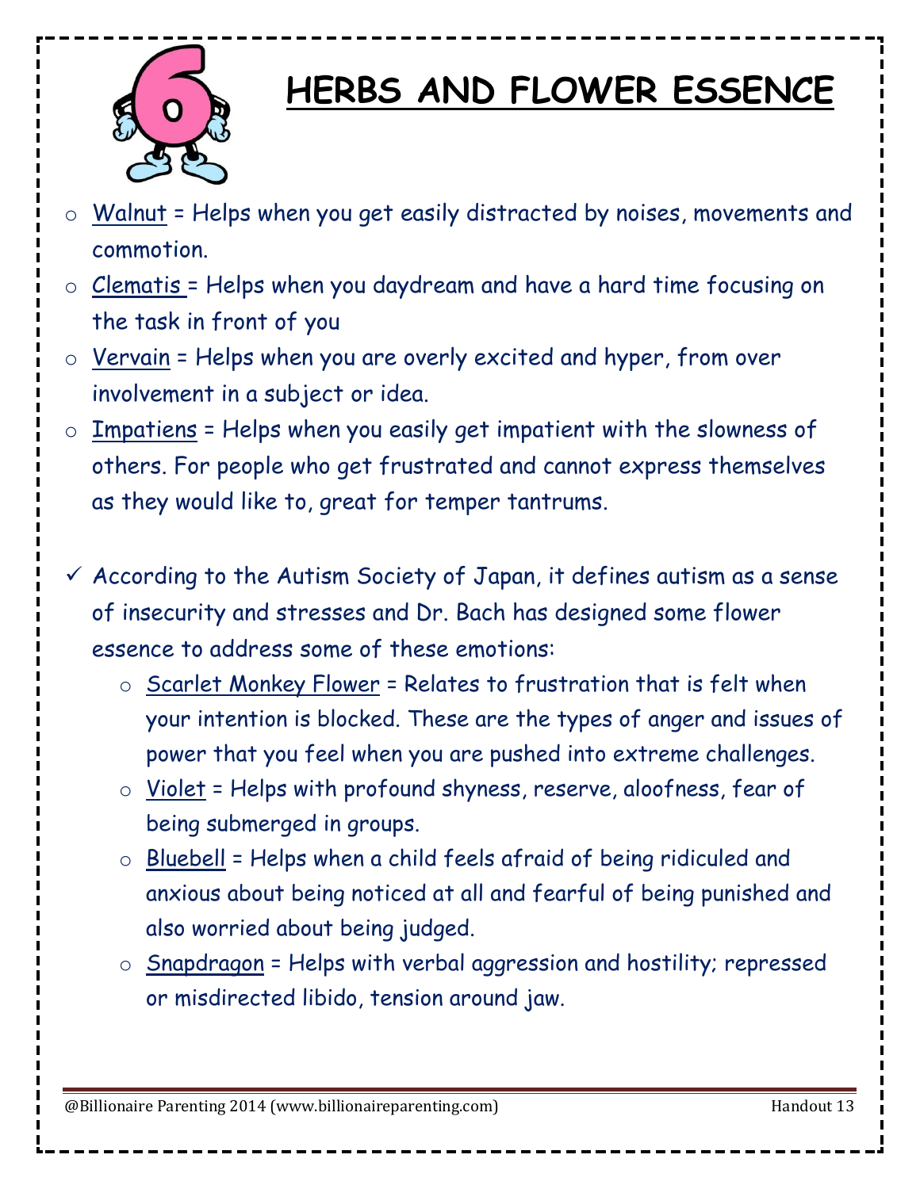# HERBS AND FLOWER ESSENCE

- Walnut = Helps when you get easily distracted by noises, movements and commotion.
- Clematis = Helps when you daydream and have a hard time focusing on the task in front of you
- Vervain = Helps when you are overly excited and hyper, from over involvement in a subject or idea.
- Impatiens = Helps when you easily get impatient with the slowness of others. For people who get frustrated and cannot express themselves as they would like to, great for temper tantrums.

✓ According to the Autism Society of Japan, it defines autism as a sense of insecurity and stresses and Dr. Bach has designed some flower essence to address some of these emotions:

  - Scarlet Monkey Flower = Relates to frustration that is felt when your intention is blocked. These are the types of anger and issues of power that you feel when you are pushed into extreme challenges.
  - Violet = Helps with profound shyness, reserve, aloofness, fear of being submerged in groups.
  - Bluebell = Helps when a child feels afraid of being ridiculed and anxious about being noticed at all and fearful of being punished and also worried about being judged.
  - Snapdragon = Helps with verbal aggression and hostility; repressed or misdirected libido, tension around jaw.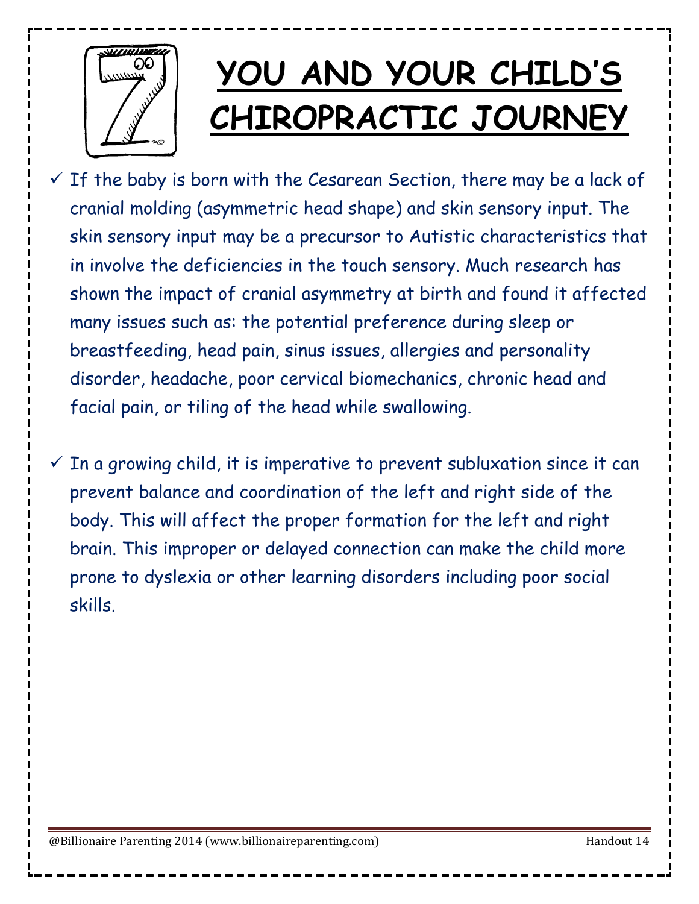# YOU AND YOUR CHILD'S CHIROPRACTIC JOURNEY

- ✓ If the baby is born with the Cesarean Section, there may be a lack of cranial molding (asymmetric head shape) and skin sensory input. The skin sensory input may be a precursor to Autistic characteristics that in involve the deficiencies in the touch sensory. Much research has shown the impact of cranial asymmetry at birth and found it affected many issues such as: the potential preference during sleep or breastfeeding, head pain, sinus issues, allergies and personality disorder, headache, poor cervical biomechanics, chronic head and facial pain, or tiling of the head while swallowing.

- ✓ In a growing child, it is imperative to prevent subluxation since it can prevent balance and coordination of the left and right side of the body. This will affect the proper formation for the left and right brain. This improper or delayed connection can make the child more prone to dyslexia or other learning disorders including poor social skills.

@Billionaire Parenting 2014 (www.billionaireparenting.com) Handout 14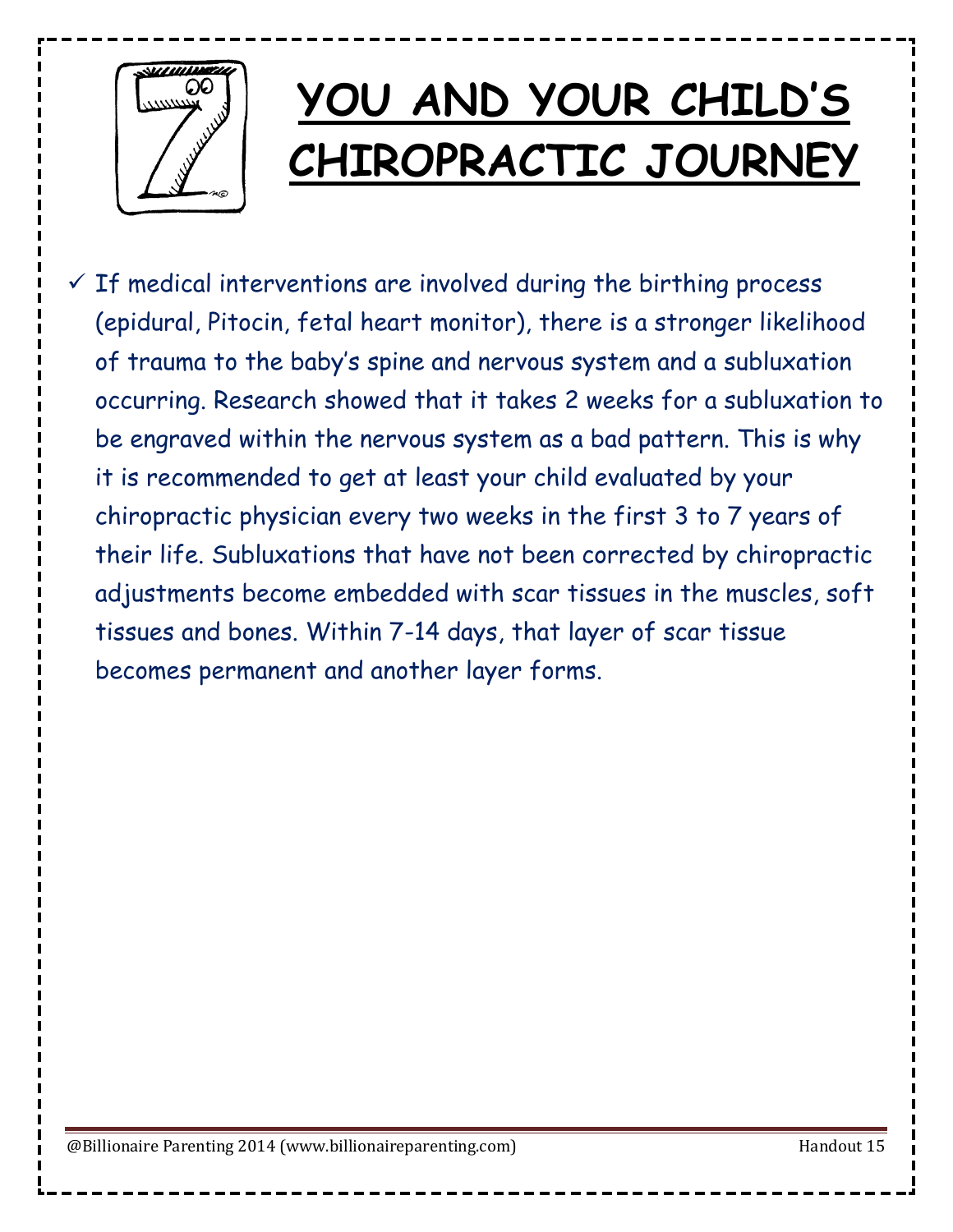# YOU AND YOUR CHILD'S CHIROPRACTIC JOURNEY

- ✓ If medical interventions are involved during the birthing process (epidural, Pitocin, fetal heart monitor), there is a stronger likelihood of trauma to the baby's spine and nervous system and a subluxation occurring. Research showed that it takes 2 weeks for a subluxation to be engraved within the nervous system as a bad pattern. This is why it is recommended to get at least your child evaluated by your chiropractic physician every two weeks in the first 3 to 7 years of their life. Subluxations that have not been corrected by chiropractic adjustments become embedded with scar tissues in the muscles, soft tissues and bones. Within 7-14 days, that layer of scar tissue becomes permanent and another layer forms.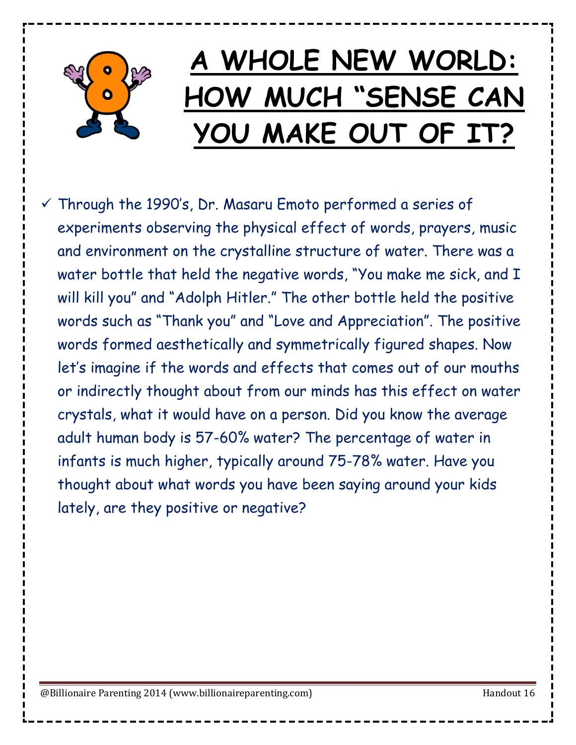# A WHOLE NEW WORLD: HOW MUCH "SENSE CAN YOU MAKE OUT OF IT?

- ✓ Through the 1990's, Dr. Masaru Emoto performed a series of experiments observing the physical effect of words, prayers, music and environment on the crystalline structure of water. There was a water bottle that held the negative words, "You make me sick, and I will kill you" and "Adolph Hitler." The other bottle held the positive words such as "Thank you" and "Love and Appreciation". The positive words formed aesthetically and symmetrically figured shapes. Now let's imagine if the words and effects that comes out of our mouths or indirectly thought about from our minds has this effect on water crystals, what it would have on a person. Did you know the average adult human body is 57-60% water? The percentage of water in infants is much higher, typically around 75-78% water. Have you thought about what words you have been saying around your kids lately, are they positive or negative?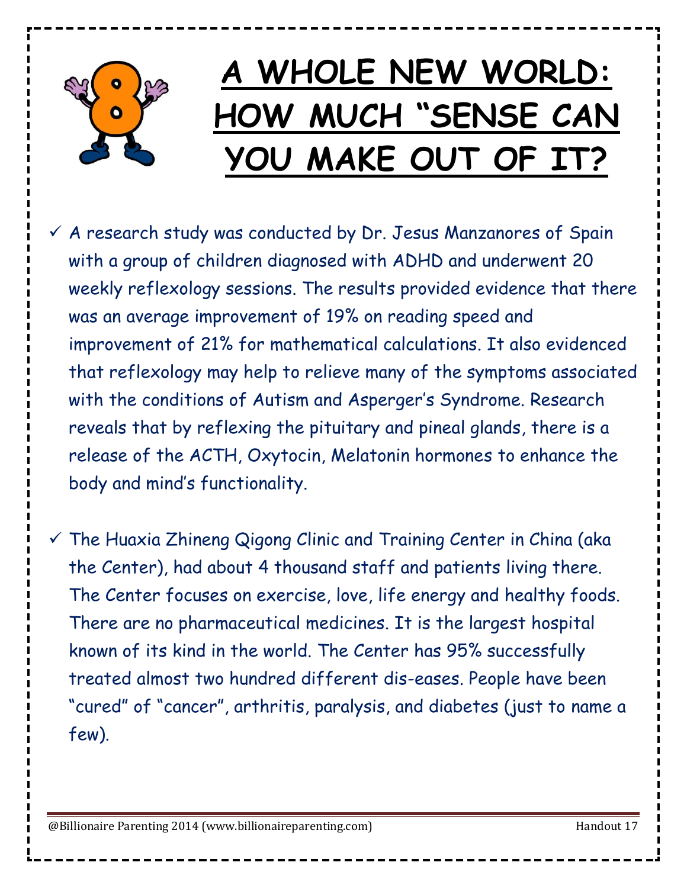# A WHOLE NEW WORLD: HOW MUCH "SENSE CAN YOU MAKE OUT OF IT?

- ✓ A research study was conducted by Dr. Jesus Manzanores of Spain with a group of children diagnosed with ADHD and underwent 20 weekly reflexology sessions. The results provided evidence that there was an average improvement of 19% on reading speed and improvement of 21% for mathematical calculations. It also evidenced that reflexology may help to relieve many of the symptoms associated with the conditions of Autism and Asperger's Syndrome. Research reveals that by reflexing the pituitary and pineal glands, there is a release of the ACTH, Oxytocin, Melatonin hormones to enhance the body and mind's functionality.

- ✓ The Huaxia Zhineng Qigong Clinic and Training Center in China (aka the Center), had about 4 thousand staff and patients living there. The Center focuses on exercise, love, life energy and healthy foods. There are no pharmaceutical medicines. It is the largest hospital known of its kind in the world. The Center has 95% successfully treated almost two hundred different dis-eases. People have been "cured" of "cancer", arthritis, paralysis, and diabetes (just to name a few).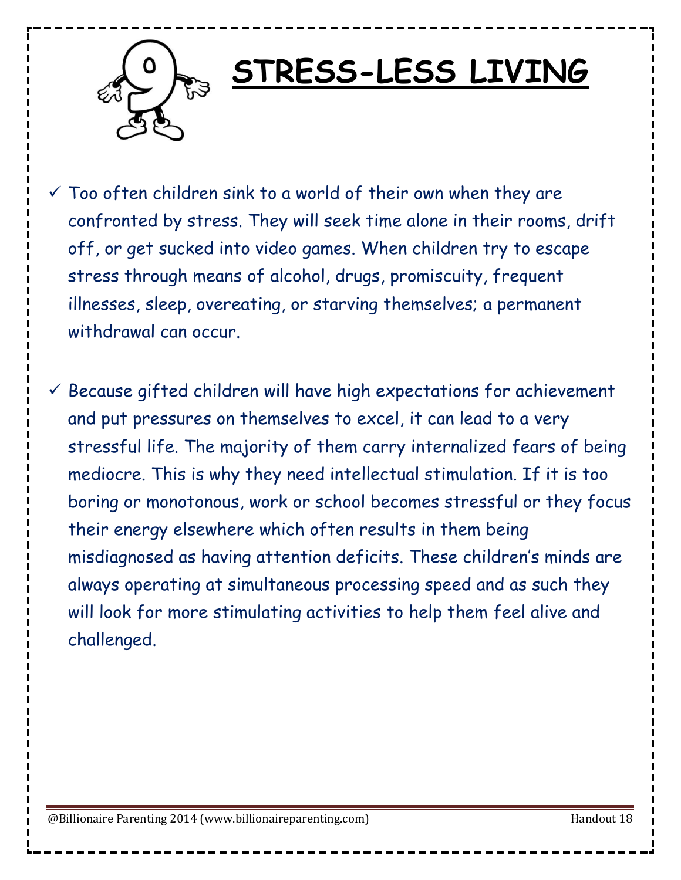# STRESS-LESS LIVING

- ✓ Too often children sink to a world of their own when they are confronted by stress. They will seek time alone in their rooms, drift off, or get sucked into video games. When children try to escape stress through means of alcohol, drugs, promiscuity, frequent illnesses, sleep, overeating, or starving themselves; a permanent withdrawal can occur.

- ✓ Because gifted children will have high expectations for achievement and put pressures on themselves to excel, it can lead to a very stressful life. The majority of them carry internalized fears of being mediocre. This is why they need intellectual stimulation. If it is too boring or monotonous, work or school becomes stressful or they focus their energy elsewhere which often results in them being misdiagnosed as having attention deficits. These children's minds are always operating at simultaneous processing speed and as such they will look for more stimulating activities to help them feel alive and challenged.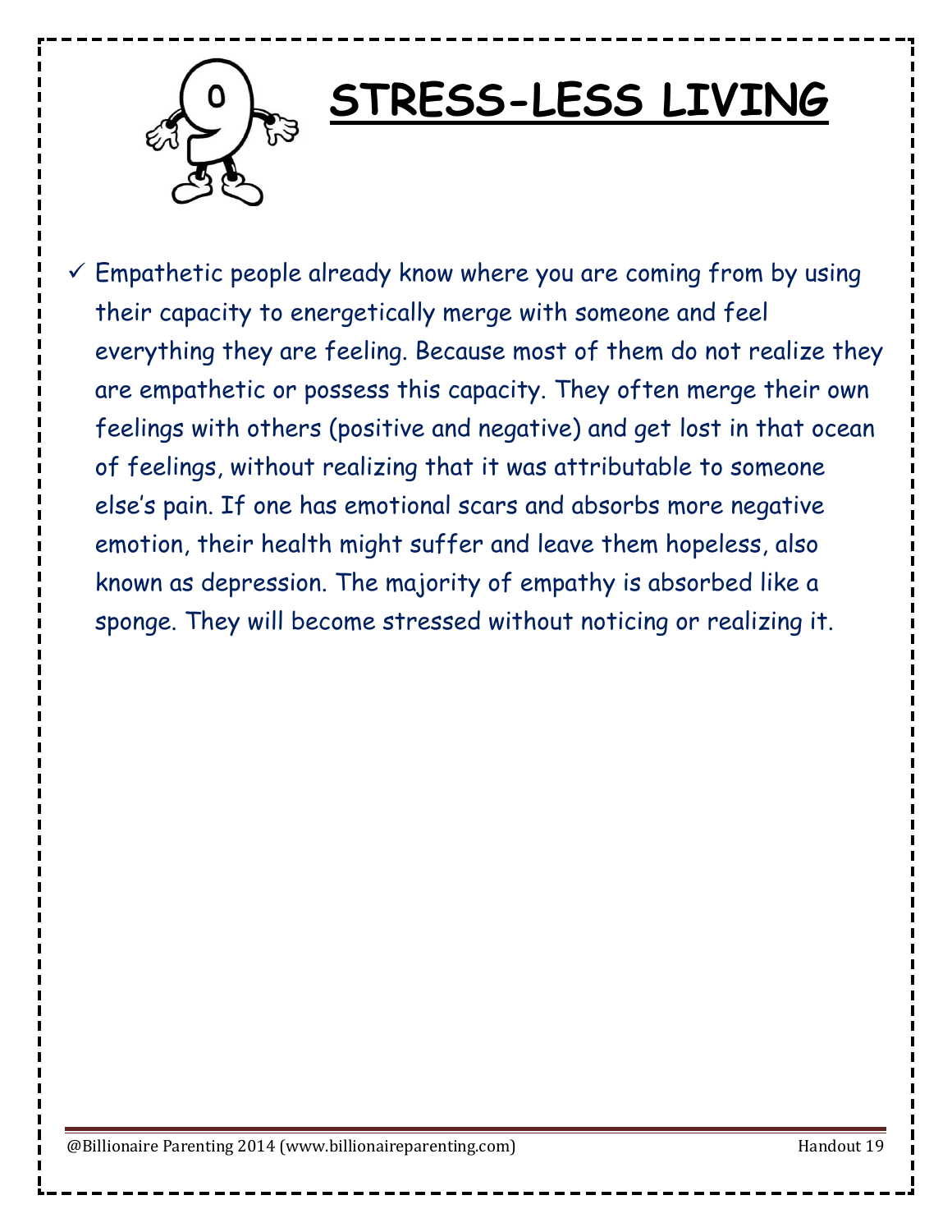# 9 STRESS-LESS LIVING

- ✓ Empathetic people already know where you are coming from by using their capacity to energetically merge with someone and feel everything they are feeling. Because most of them do not realize they are empathetic or possess this capacity. They often merge their own feelings with others (positive and negative) and get lost in that ocean of feelings, without realizing that it was attributable to someone else's pain. If one has emotional scars and absorbs more negative emotion, their health might suffer and leave them hopeless, also known as depression. The majority of empathy is absorbed like a sponge. They will become stressed without noticing or realizing it.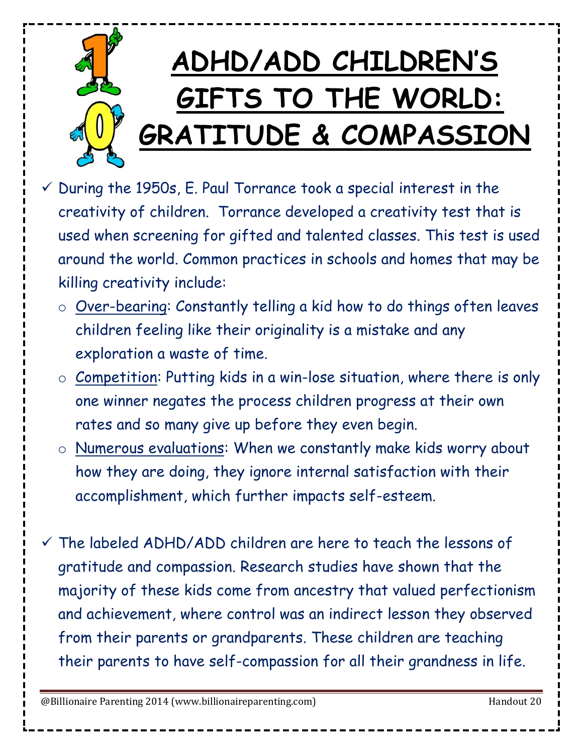# ADHD/ADD CHILDREN'S GIFTS TO THE WORLD: GRATITUDE & COMPASSION

- ✓ During the 1950s, E. Paul Torrance took a special interest in the creativity of children. Torrance developed a creativity test that is used when screening for gifted and talented classes. This test is used around the world. Common practices in schools and homes that may be killing creativity include:
  - Over-bearing: Constantly telling a kid how to do things often leaves children feeling like their originality is a mistake and any exploration a waste of time.
  - Competition: Putting kids in a win-lose situation, where there is only one winner negates the process children progress at their own rates and so many give up before they even begin.
  - Numerous evaluations: When we constantly make kids worry about how they are doing, they ignore internal satisfaction with their accomplishment, which further impacts self-esteem.

- ✓ The labeled ADHD/ADD children are here to teach the lessons of gratitude and compassion. Research studies have shown that the majority of these kids come from ancestry that valued perfectionism and achievement, where control was an indirect lesson they observed from their parents or grandparents. These children are teaching their parents to have self-compassion for all their grandness in life.

@Billionaire Parenting 2014 (www.billionaireparenting.com) Handout 20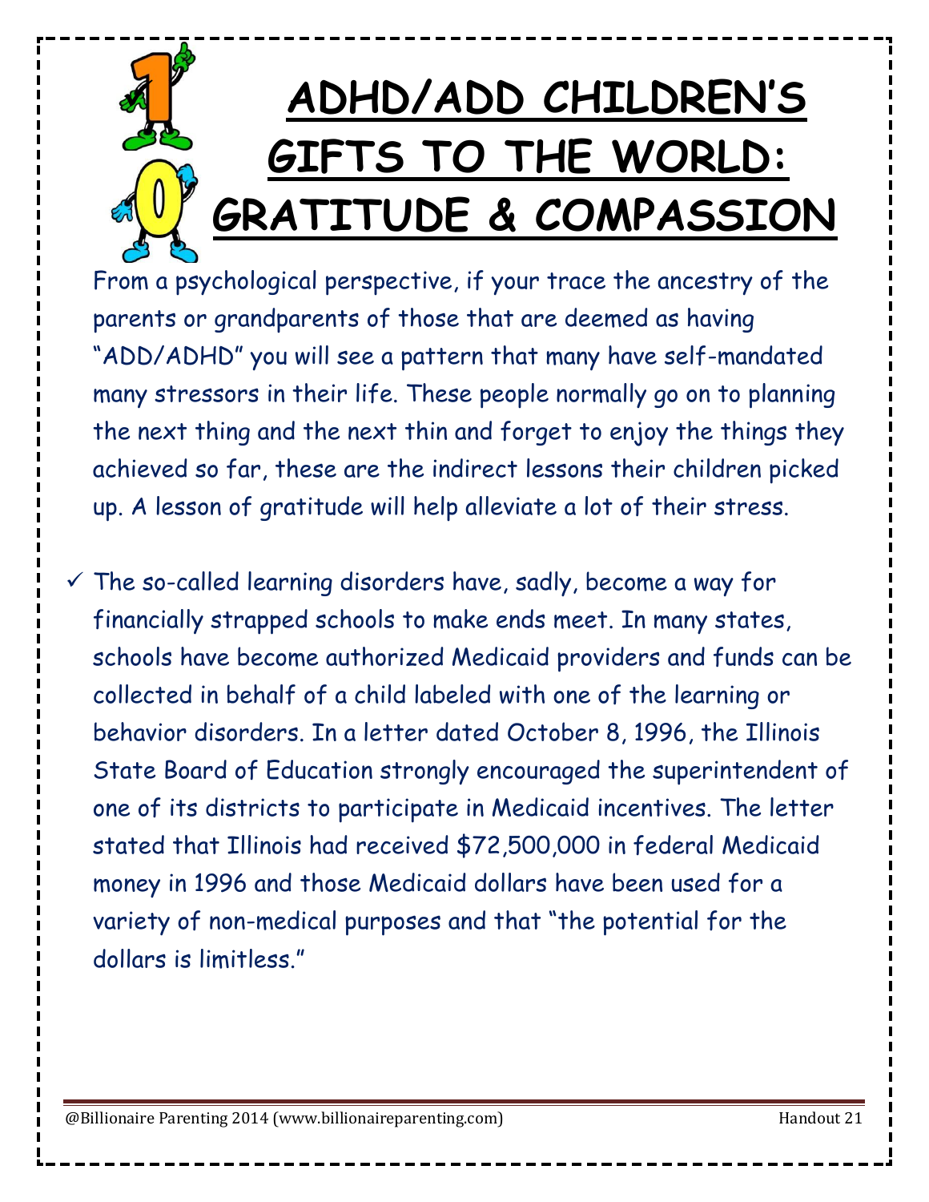# ADHD/ADD CHILDREN'S GIFTS TO THE WORLD: GRATITUDE & COMPASSION

From a psychological perspective, if your trace the ancestry of the parents or grandparents of those that are deemed as having "ADD/ADHD" you will see a pattern that many have self-mandated many stressors in their life. These people normally go on to planning the next thing and the next thin and forget to enjoy the things they achieved so far, these are the indirect lessons their children picked up. A lesson of gratitude will help alleviate a lot of their stress.

- ✓ The so-called learning disorders have, sadly, become a way for financially strapped schools to make ends meet. In many states, schools have become authorized Medicaid providers and funds can be collected in behalf of a child labeled with one of the learning or behavior disorders. In a letter dated October 8, 1996, the Illinois State Board of Education strongly encouraged the superintendent of one of its districts to participate in Medicaid incentives. The letter stated that Illinois had received $72,500,000 in federal Medicaid money in 1996 and those Medicaid dollars have been used for a variety of non-medical purposes and that "the potential for the dollars is limitless."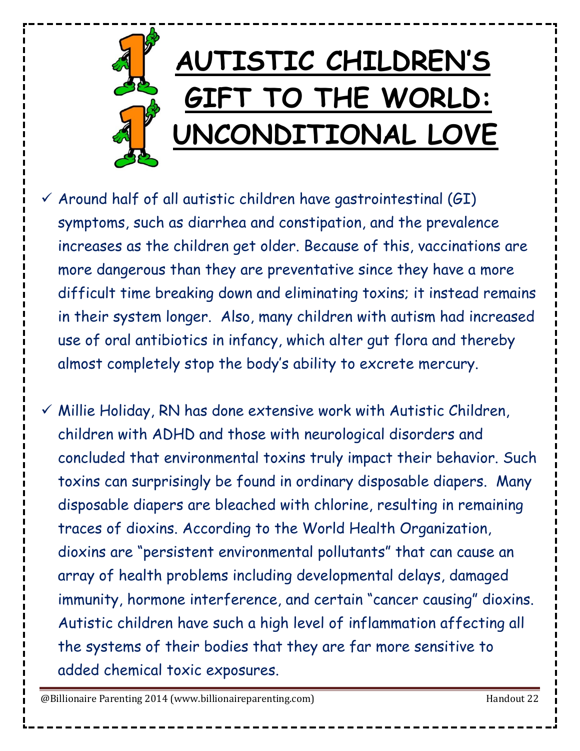# AUTISTIC CHILDREN'S GIFT TO THE WORLD: UNCONDITIONAL LOVE

- ✓ Around half of all autistic children have gastrointestinal (GI) symptoms, such as diarrhea and constipation, and the prevalence increases as the children get older. Because of this, vaccinations are more dangerous than they are preventative since they have a more difficult time breaking down and eliminating toxins; it instead remains in their system longer. Also, many children with autism had increased use of oral antibiotics in infancy, which alter gut flora and thereby almost completely stop the body's ability to excrete mercury.

- ✓ Millie Holiday, RN has done extensive work with Autistic Children, children with ADHD and those with neurological disorders and concluded that environmental toxins truly impact their behavior. Such toxins can surprisingly be found in ordinary disposable diapers. Many disposable diapers are bleached with chlorine, resulting in remaining traces of dioxins. According to the World Health Organization, dioxins are "persistent environmental pollutants" that can cause an array of health problems including developmental delays, damaged immunity, hormone interference, and certain "cancer causing" dioxins. Autistic children have such a high level of inflammation affecting all the systems of their bodies that they are far more sensitive to added chemical toxic exposures.

@Billionaire Parenting 2014 (www.billionaireparenting.com) Handout 22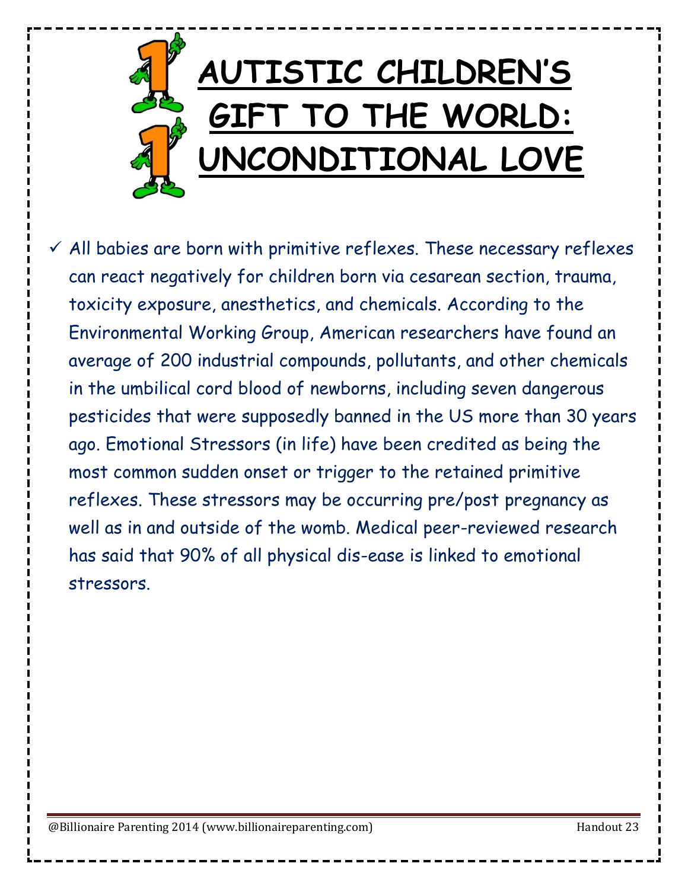# AUTISTIC CHILDREN'S GIFT TO THE WORLD: UNCONDITIONAL LOVE

- ✓ All babies are born with primitive reflexes. These necessary reflexes can react negatively for children born via cesarean section, trauma, toxicity exposure, anesthetics, and chemicals. According to the Environmental Working Group, American researchers have found an average of 200 industrial compounds, pollutants, and other chemicals in the umbilical cord blood of newborns, including seven dangerous pesticides that were supposedly banned in the US more than 30 years ago. Emotional Stressors (in life) have been credited as being the most common sudden onset or trigger to the retained primitive reflexes. These stressors may be occurring pre/post pregnancy as well as in and outside of the womb. Medical peer-reviewed research has said that 90% of all physical dis-ease is linked to emotional stressors.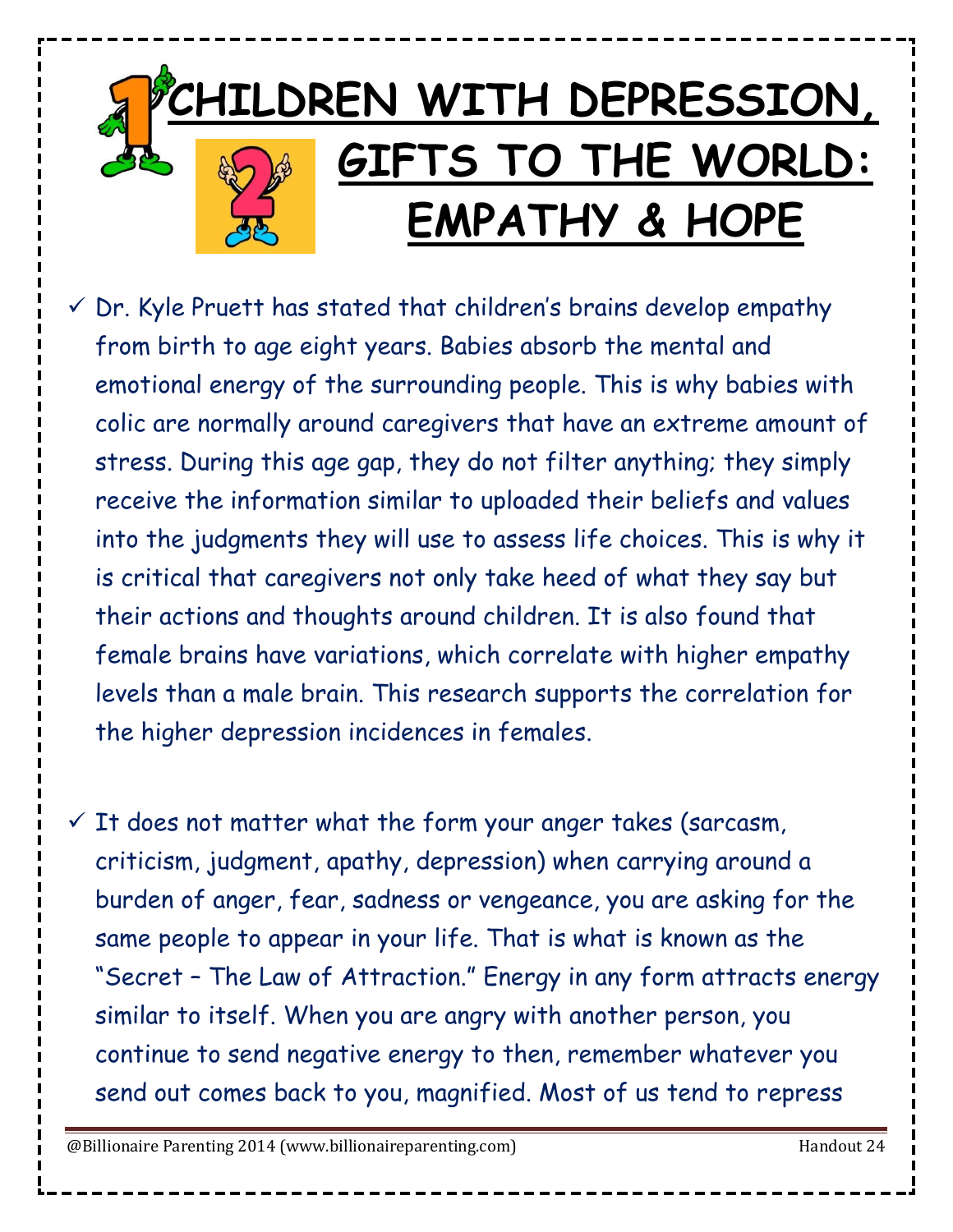# CHILDREN WITH DEPRESSION, GIFTS TO THE WORLD: EMPATHY & HOPE

- ✓ Dr. Kyle Pruett has stated that children's brains develop empathy from birth to age eight years. Babies absorb the mental and emotional energy of the surrounding people. This is why babies with colic are normally around caregivers that have an extreme amount of stress. During this age gap, they do not filter anything; they simply receive the information similar to uploaded their beliefs and values into the judgments they will use to assess life choices. This is why it is critical that caregivers not only take heed of what they say but their actions and thoughts around children. It is also found that female brains have variations, which correlate with higher empathy levels than a male brain. This research supports the correlation for the higher depression incidences in females.

- ✓ It does not matter what the form your anger takes (sarcasm, criticism, judgment, apathy, depression) when carrying around a burden of anger, fear, sadness or vengeance, you are asking for the same people to appear in your life. That is what is known as the "Secret – The Law of Attraction." Energy in any form attracts energy similar to itself. When you are angry with another person, you continue to send negative energy to then, remember whatever you send out comes back to you, magnified. Most of us tend to repress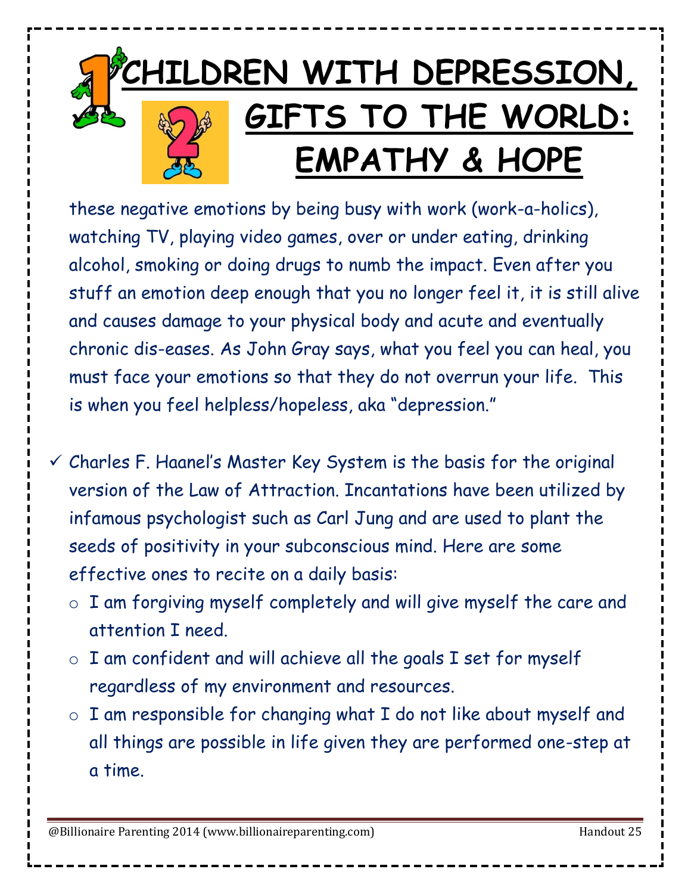# CHILDREN WITH DEPRESSION, GIFTS TO THE WORLD: EMPATHY & HOPE

these negative emotions by being busy with work (work-a-holics), watching TV, playing video games, over or under eating, drinking alcohol, smoking or doing drugs to numb the impact. Even after you stuff an emotion deep enough that you no longer feel it, it is still alive and causes damage to your physical body and acute and eventually chronic dis-eases. As John Gray says, what you feel you can heal, you must face your emotions so that they do not overrun your life. This is when you feel helpless/hopeless, aka "depression."

- ✓ Charles F. Haanel's Master Key System is the basis for the original version of the Law of Attraction. Incantations have been utilized by infamous psychologist such as Carl Jung and are used to plant the seeds of positivity in your subconscious mind. Here are some effective ones to recite on a daily basis:
  - I am forgiving myself completely and will give myself the care and attention I need.
  - I am confident and will achieve all the goals I set for myself regardless of my environment and resources.
  - I am responsible for changing what I do not like about myself and all things are possible in life given they are performed one-step at a time.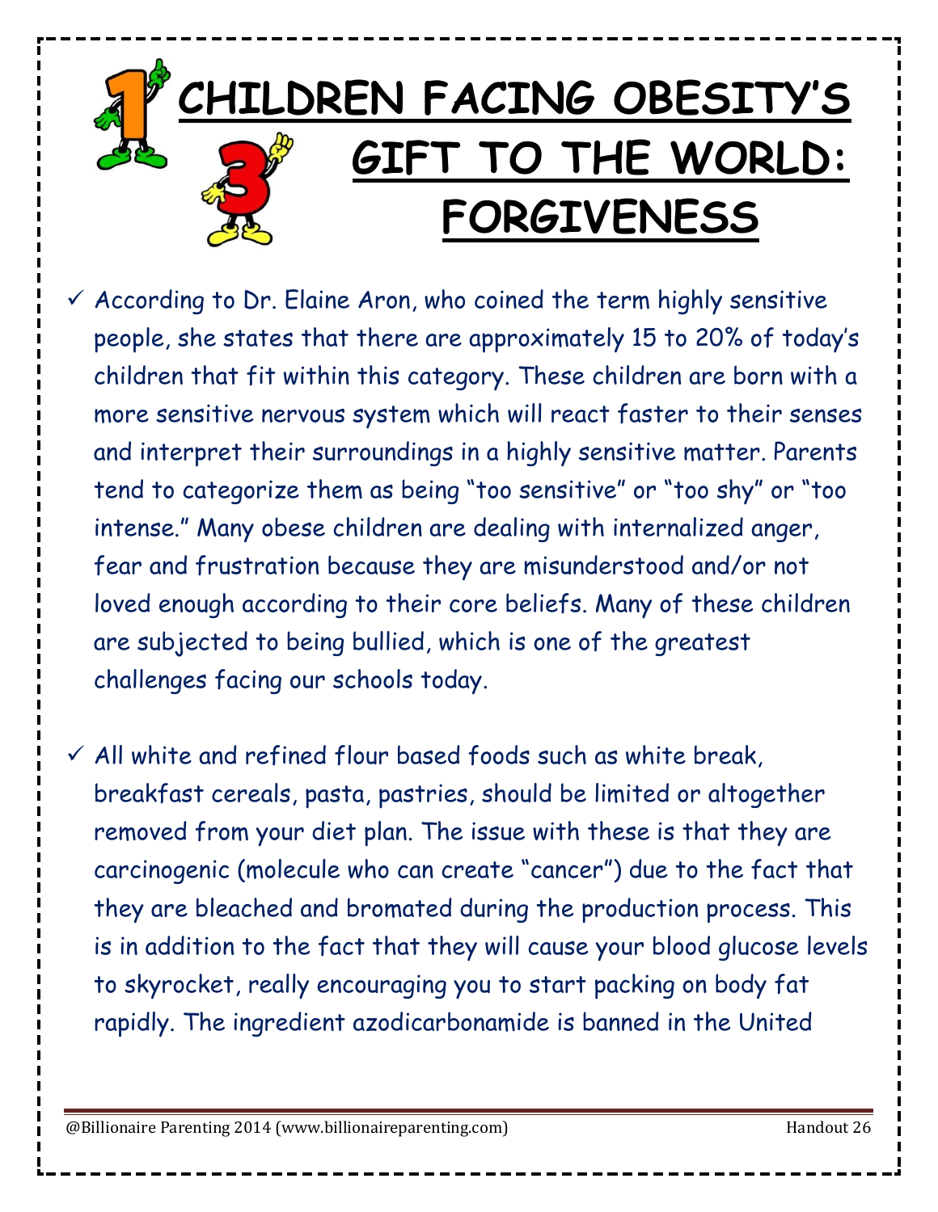# CHILDREN FACING OBESITY'S GIFT TO THE WORLD: FORGIVENESS

- ✓ According to Dr. Elaine Aron, who coined the term highly sensitive people, she states that there are approximately 15 to 20% of today's children that fit within this category. These children are born with a more sensitive nervous system which will react faster to their senses and interpret their surroundings in a highly sensitive matter. Parents tend to categorize them as being "too sensitive" or "too shy" or "too intense." Many obese children are dealing with internalized anger, fear and frustration because they are misunderstood and/or not loved enough according to their core beliefs. Many of these children are subjected to being bullied, which is one of the greatest challenges facing our schools today.

- ✓ All white and refined flour based foods such as white break, breakfast cereals, pasta, pastries, should be limited or altogether removed from your diet plan. The issue with these is that they are carcinogenic (molecule who can create "cancer") due to the fact that they are bleached and bromated during the production process. This is in addition to the fact that they will cause your blood glucose levels to skyrocket, really encouraging you to start packing on body fat rapidly. The ingredient azodicarbonamide is banned in the United

@Billionaire Parenting 2014 (www.billionaireparenting.com) Handout 26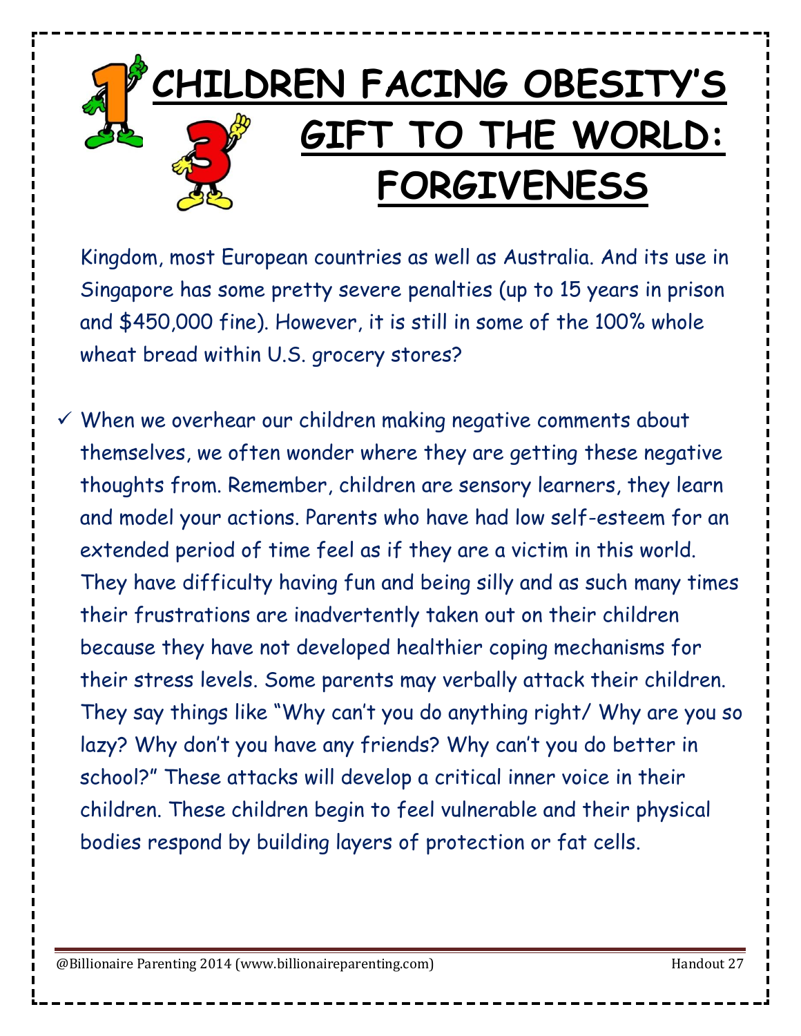# CHILDREN FACING OBESITY'S GIFT TO THE WORLD: FORGIVENESS

Kingdom, most European countries as well as Australia. And its use in Singapore has some pretty severe penalties (up to 15 years in prison and $450,000 fine). However, it is still in some of the 100% whole wheat bread within U.S. grocery stores?

- ✓ When we overhear our children making negative comments about themselves, we often wonder where they are getting these negative thoughts from. Remember, children are sensory learners, they learn and model your actions. Parents who have had low self-esteem for an extended period of time feel as if they are a victim in this world. They have difficulty having fun and being silly and as such many times their frustrations are inadvertently taken out on their children because they have not developed healthier coping mechanisms for their stress levels. Some parents may verbally attack their children. They say things like "Why can't you do anything right/ Why are you so lazy? Why don't you have any friends? Why can't you do better in school?" These attacks will develop a critical inner voice in their children. These children begin to feel vulnerable and their physical bodies respond by building layers of protection or fat cells.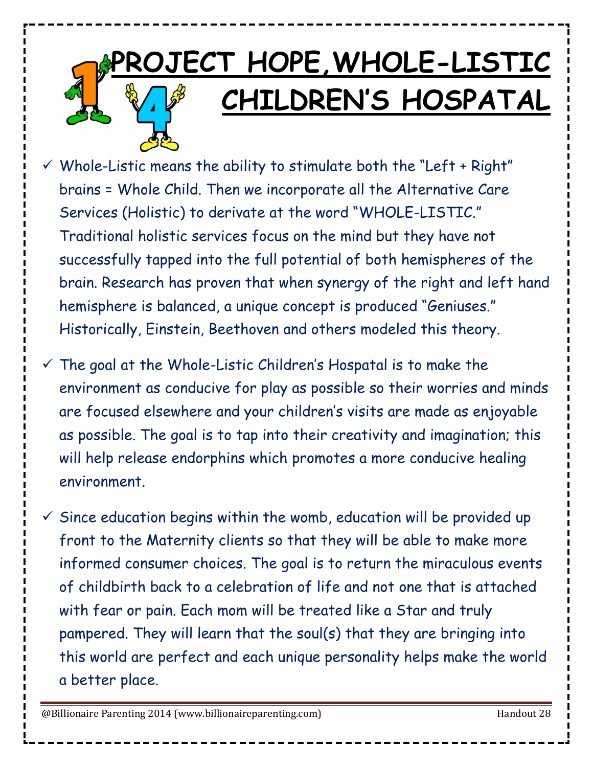# PROJECT HOPE,WHOLE-LISTIC CHILDREN'S HOSPATAL

- ✓ Whole-Listic means the ability to stimulate both the "Left + Right" brains = Whole Child. Then we incorporate all the Alternative Care Services (Holistic) to derivate at the word "WHOLE-LISTIC." Traditional holistic services focus on the mind but they have not successfully tapped into the full potential of both hemispheres of the brain. Research has proven that when synergy of the right and left hand hemisphere is balanced, a unique concept is produced "Geniuses." Historically, Einstein, Beethoven and others modeled this theory.

- ✓ The goal at the Whole-Listic Children's Hospatal is to make the environment as conducive for play as possible so their worries and minds are focused elsewhere and your children's visits are made as enjoyable as possible. The goal is to tap into their creativity and imagination; this will help release endorphins which promotes a more conducive healing environment.

- ✓ Since education begins within the womb, education will be provided up front to the Maternity clients so that they will be able to make more informed consumer choices. The goal is to return the miraculous events of childbirth back to a celebration of life and not one that is attached with fear or pain. Each mom will be treated like a Star and truly pampered. They will learn that the soul(s) that they are bringing into this world are perfect and each unique personality helps make the world a better place.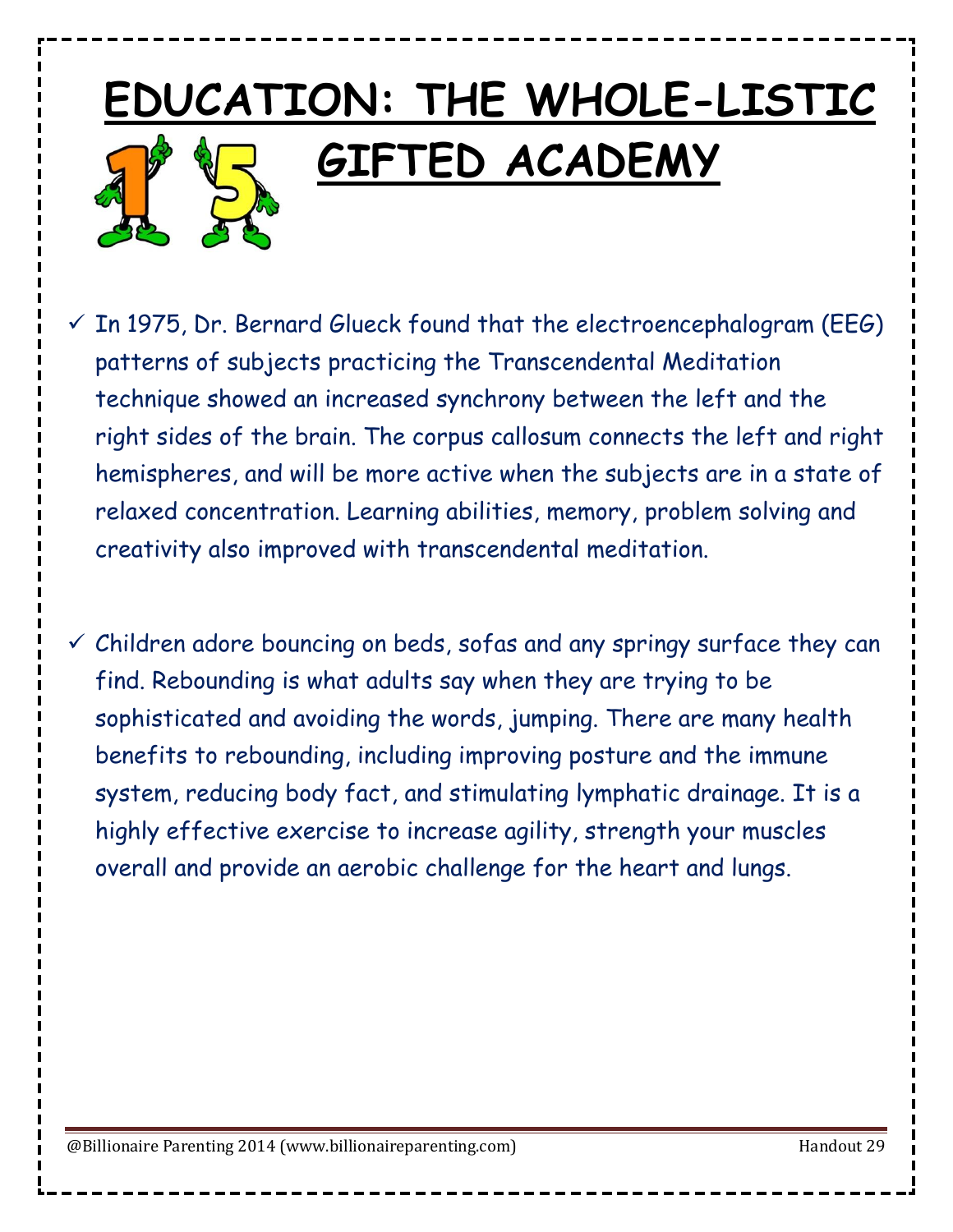# EDUCATION: THE WHOLE-LISTIC GIFTED ACADEMY

- ✓ In 1975, Dr. Bernard Glueck found that the electroencephalogram (EEG) patterns of subjects practicing the Transcendental Meditation technique showed an increased synchrony between the left and the right sides of the brain. The corpus callosum connects the left and right hemispheres, and will be more active when the subjects are in a state of relaxed concentration. Learning abilities, memory, problem solving and creativity also improved with transcendental meditation.

- ✓ Children adore bouncing on beds, sofas and any springy surface they can find. Rebounding is what adults say when they are trying to be sophisticated and avoiding the words, jumping. There are many health benefits to rebounding, including improving posture and the immune system, reducing body fact, and stimulating lymphatic drainage. It is a highly effective exercise to increase agility, strength your muscles overall and provide an aerobic challenge for the heart and lungs.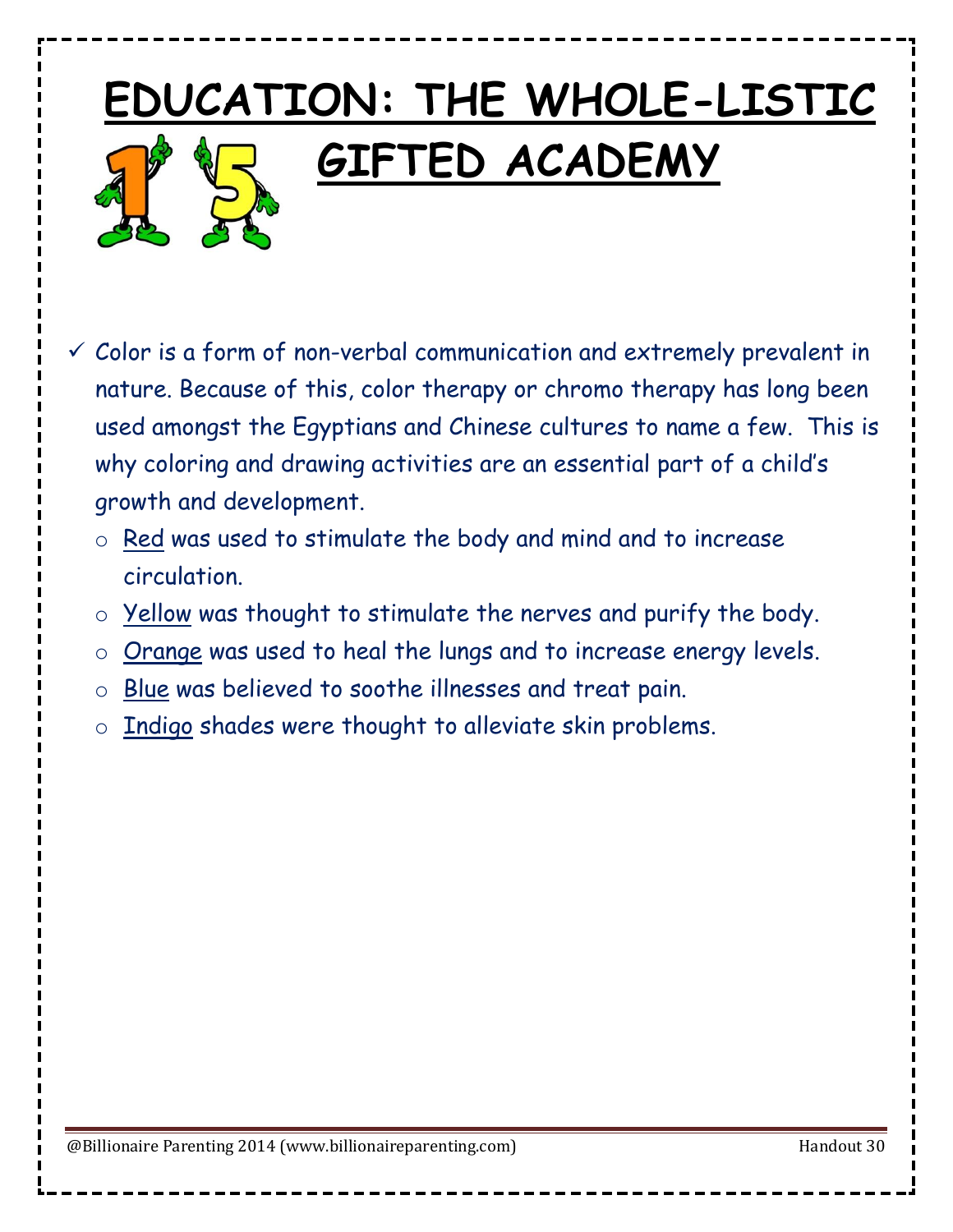# EDUCATION: THE WHOLE-LISTIC GIFTED ACADEMY

- ✓ Color is a form of non-verbal communication and extremely prevalent in nature. Because of this, color therapy or chromo therapy has long been used amongst the Egyptians and Chinese cultures to name a few. This is why coloring and drawing activities are an essential part of a child's growth and development.
  - Red was used to stimulate the body and mind and to increase circulation.
  - Yellow was thought to stimulate the nerves and purify the body.
  - Orange was used to heal the lungs and to increase energy levels.
  - Blue was believed to soothe illnesses and treat pain.
  - Indigo shades were thought to alleviate skin problems.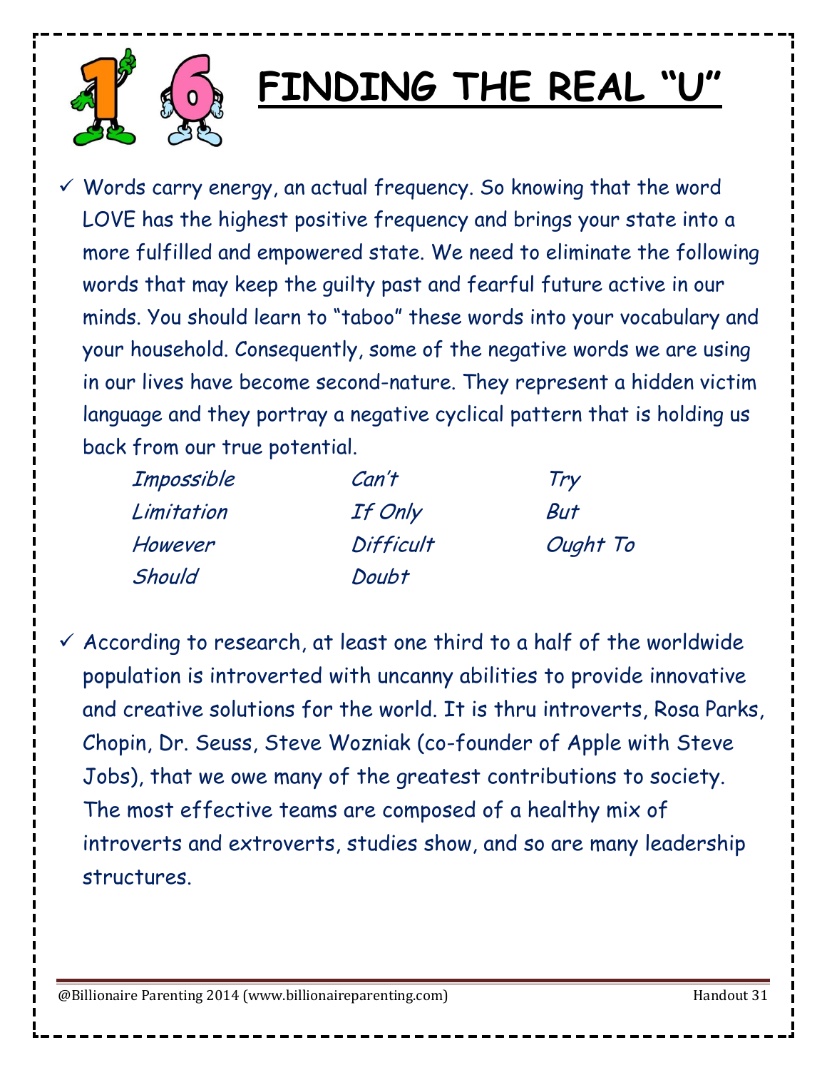# 16 FINDING THE REAL "U"

- ✓ Words carry energy, an actual frequency. So knowing that the word LOVE has the highest positive frequency and brings your state into a more fulfilled and empowered state. We need to eliminate the following words that may keep the guilty past and fearful future active in our minds. You should learn to "taboo" these words into your vocabulary and your household. Consequently, some of the negative words we are using in our lives have become second-nature. They represent a hidden victim language and they portray a negative cyclical pattern that is holding us back from our true potential.

| | | |
|---|---|---|
| *Impossible* | *Can't* | *Try* |
| *Limitation* | *If Only* | *But* |
| *However* | *Difficult* | *Ought To* |
| *Should* | *Doubt* | |

- ✓ According to research, at least one third to a half of the worldwide population is introverted with uncanny abilities to provide innovative and creative solutions for the world. It is thru introverts, Rosa Parks, Chopin, Dr. Seuss, Steve Wozniak (co-founder of Apple with Steve Jobs), that we owe many of the greatest contributions to society. The most effective teams are composed of a healthy mix of introverts and extroverts, studies show, and so are many leadership structures.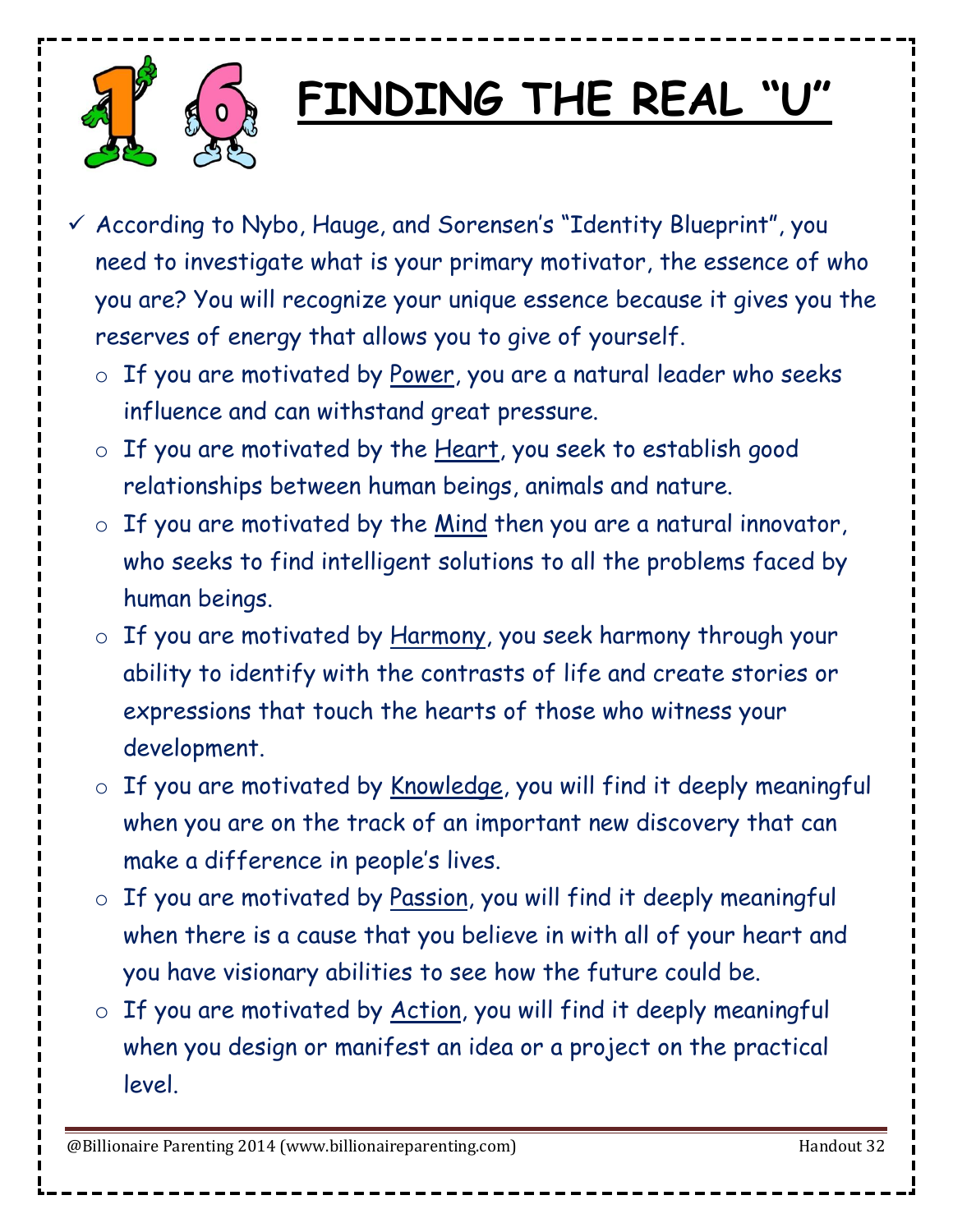# 16 FINDING THE REAL "U"

- ✓ According to Nybo, Hauge, and Sorensen's "Identity Blueprint", you need to investigate what is your primary motivator, the essence of who you are? You will recognize your unique essence because it gives you the reserves of energy that allows you to give of yourself.
  - If you are motivated by Power, you are a natural leader who seeks influence and can withstand great pressure.
  - If you are motivated by the Heart, you seek to establish good relationships between human beings, animals and nature.
  - If you are motivated by the Mind then you are a natural innovator, who seeks to find intelligent solutions to all the problems faced by human beings.
  - If you are motivated by Harmony, you seek harmony through your ability to identify with the contrasts of life and create stories or expressions that touch the hearts of those who witness your development.
  - If you are motivated by Knowledge, you will find it deeply meaningful when you are on the track of an important new discovery that can make a difference in people's lives.
  - If you are motivated by Passion, you will find it deeply meaningful when there is a cause that you believe in with all of your heart and you have visionary abilities to see how the future could be.
  - If you are motivated by Action, you will find it deeply meaningful when you design or manifest an idea or a project on the practical level.

@Billionaire Parenting 2014 (www.billionaireparenting.com) Handout 32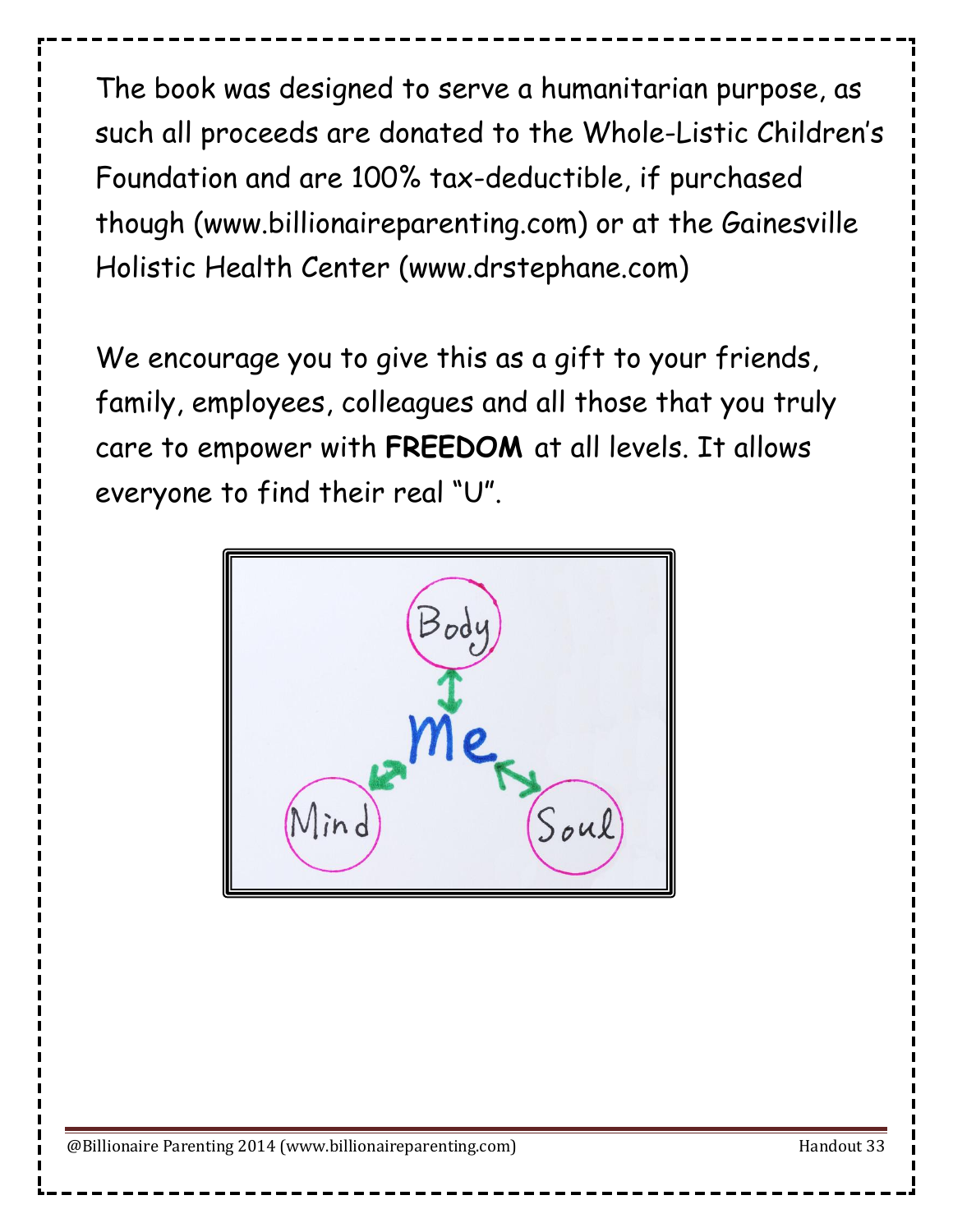The book was designed to serve a humanitarian purpose, as such all proceeds are donated to the Whole-Listic Children's Foundation and are 100% tax-deductible, if purchased though (www.billionaireparenting.com) or at the Gainesville Holistic Health Center (www.drstephane.com)

We encourage you to give this as a gift to your friends, family, employees, colleagues and all those that you truly care to empower with **FREEDOM** at all levels. It allows everyone to find their real "U".

Body

Me

Mind

Soul

@Billionaire Parenting 2014 (www.billionaireparenting.com)